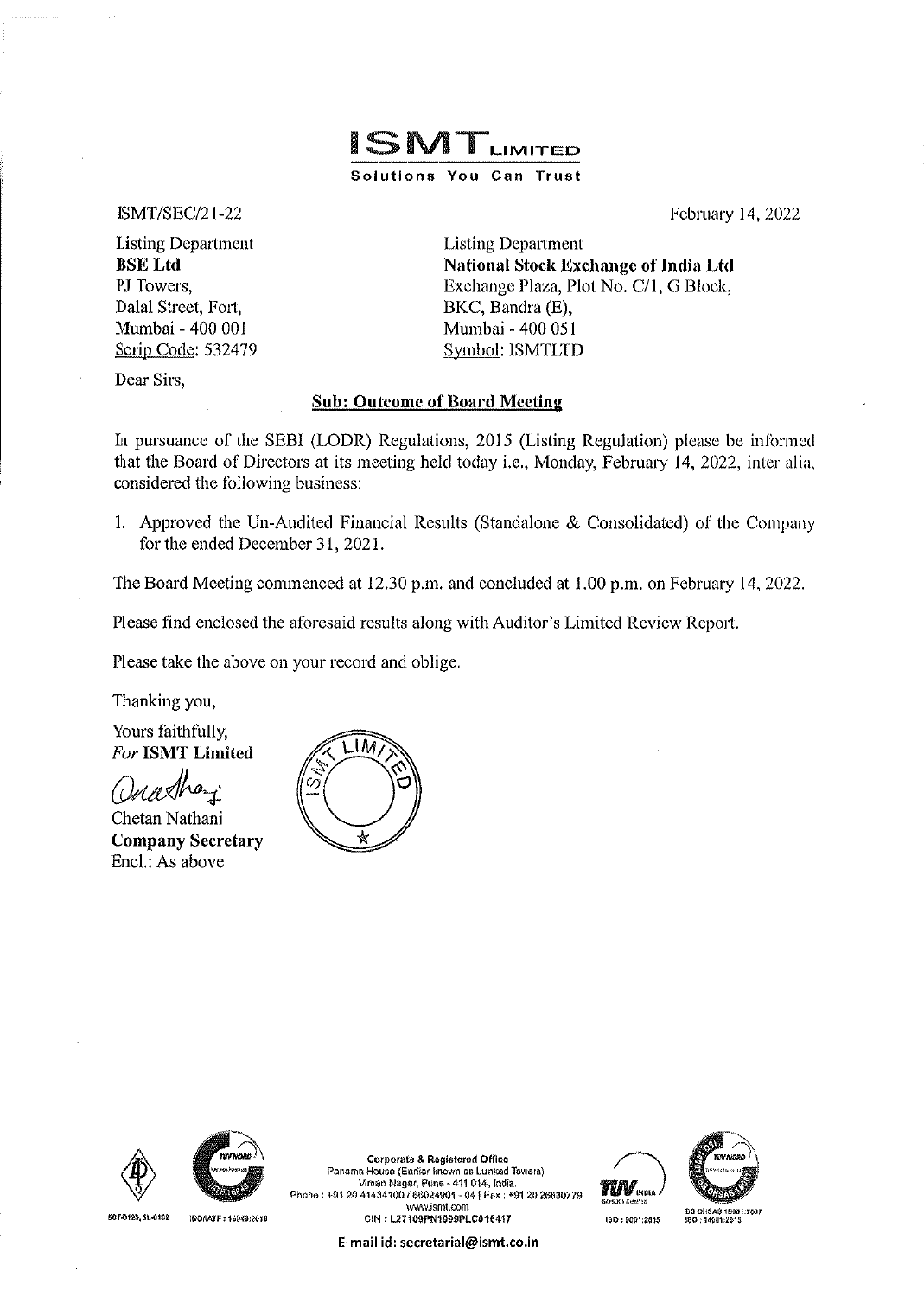**ISMT LIMITED**

**Solutions You Can Trust**

ISMT/SEC/21-22

February 14, 2022

Listing Department
**BSE Ltd**
PJ Towers,
Dalal Street, Fort,
Mumbai - 400 001
Scrip Code: 532479

Listing Department
**National Stock Exchange of India Ltd**
Exchange Plaza, Plot No. C/1, G Block,
BKC, Bandra (E),
Mumbai - 400 051
Symbol: ISMTLTD

Dear Sirs,

**Sub: Outcome of Board Meeting**

In pursuance of the SEBI (LODR) Regulations, 2015 (Listing Regulation) please be informed that the Board of Directors at its meeting held today i.e., Monday, February 14, 2022, inter alia, considered the following business:

1. Approved the Un-Audited Financial Results (Standalone & Consolidated) of the Company for the ended December 31, 2021.

The Board Meeting commenced at 12.30 p.m. and concluded at 1.00 p.m. on February 14, 2022.

Please find enclosed the aforesaid results along with Auditor's Limited Review Report.

Please take the above on your record and oblige.

Thanking you,

Yours faithfully,
*For* **ISMT Limited**

Chetan Nathani
**Company Secretary**
Encl.: As above

Corporate & Registered Office
Panama House (Earlier known as Lunkad Towers),
Viman Nagar, Pune - 411 014, India.
Phone : +91 20 41434100 / 66024901 - 04 | Fax : +91 20 26630779
www.ismt.com
CIN : L27109PN1999PLC016417

E-mail id: secretarial@ismt.co.in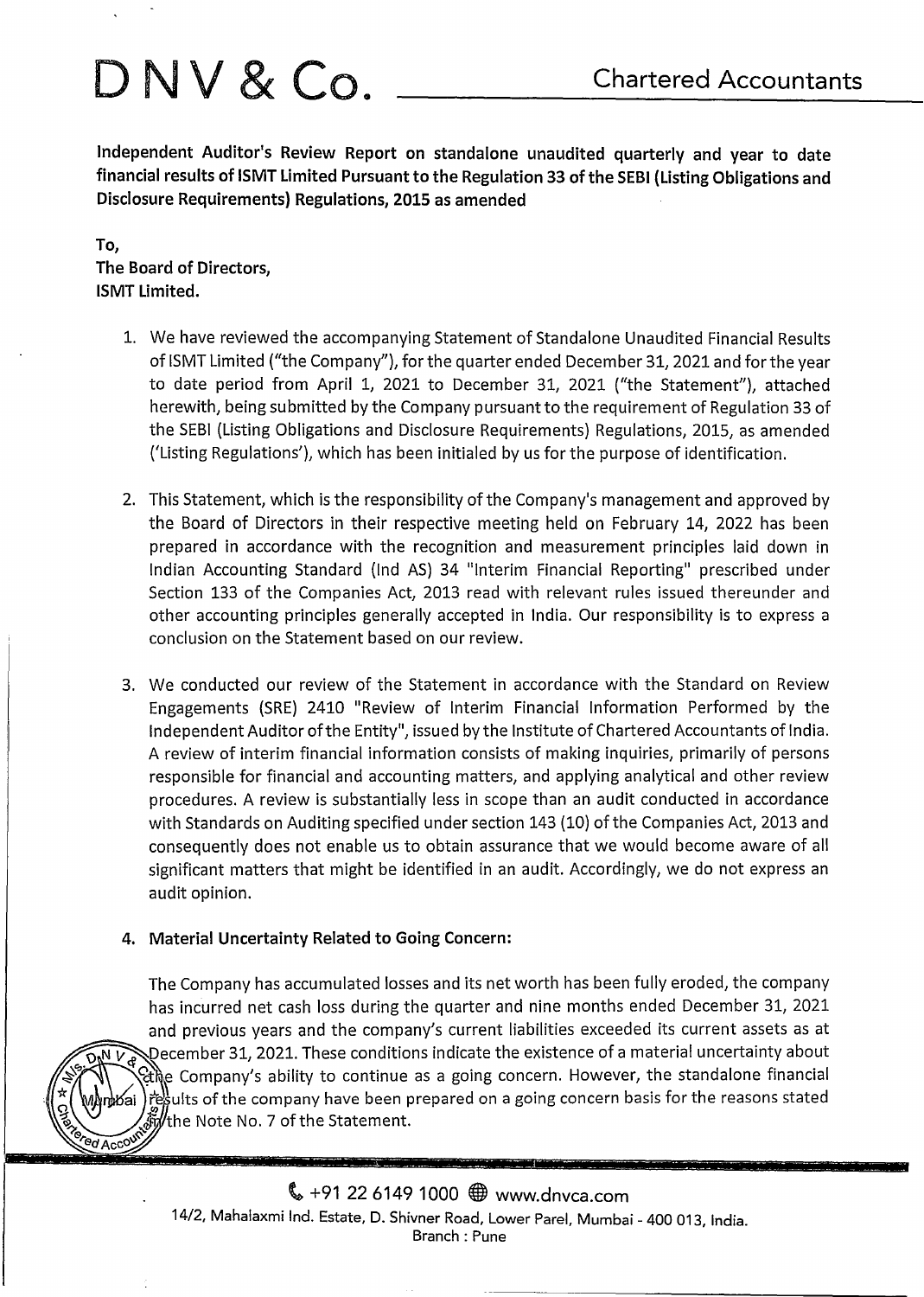# D N V & Co. Chartered Accountants

**Independent Auditor's Review Report on standalone unaudited quarterly and year to date financial results of ISMT Limited Pursuant to the Regulation 33 of the SEBI (Listing Obligations and Disclosure Requirements) Regulations, 2015 as amended**

**To,**
**The Board of Directors,**
**ISMT Limited.**

1. We have reviewed the accompanying Statement of Standalone Unaudited Financial Results of ISMT Limited ("the Company"), for the quarter ended December 31, 2021 and for the year to date period from April 1, 2021 to December 31, 2021 ("the Statement"), attached herewith, being submitted by the Company pursuant to the requirement of Regulation 33 of the SEBI (Listing Obligations and Disclosure Requirements) Regulations, 2015, as amended ('Listing Regulations'), which has been initialed by us for the purpose of identification.

2. This Statement, which is the responsibility of the Company's management and approved by the Board of Directors in their respective meeting held on February 14, 2022 has been prepared in accordance with the recognition and measurement principles laid down in Indian Accounting Standard (Ind AS) 34 "Interim Financial Reporting" prescribed under Section 133 of the Companies Act, 2013 read with relevant rules issued thereunder and other accounting principles generally accepted in India. Our responsibility is to express a conclusion on the Statement based on our review.

3. We conducted our review of the Statement in accordance with the Standard on Review Engagements (SRE) 2410 "Review of Interim Financial Information Performed by the Independent Auditor of the Entity", issued by the Institute of Chartered Accountants of India. A review of interim financial information consists of making inquiries, primarily of persons responsible for financial and accounting matters, and applying analytical and other review procedures. A review is substantially less in scope than an audit conducted in accordance with Standards on Auditing specified under section 143 (10) of the Companies Act, 2013 and consequently does not enable us to obtain assurance that we would become aware of all significant matters that might be identified in an audit. Accordingly, we do not express an audit opinion.

4. **Material Uncertainty Related to Going Concern:**

   The Company has accumulated losses and its net worth has been fully eroded, the company has incurred net cash loss during the quarter and nine months ended December 31, 2021 and previous years and the company's current liabilities exceeded its current assets as at December 31, 2021. These conditions indicate the existence of a material uncertainty about the Company's ability to continue as a going concern. However, the standalone financial results of the company have been prepared on a going concern basis for the reasons stated in the Note No. 7 of the Statement.

+91 22 6149 1000 www.dnvca.com
14/2, Mahalaxmi Ind. Estate, D. Shivner Road, Lower Parel, Mumbai - 400 013, India.
Branch : Pune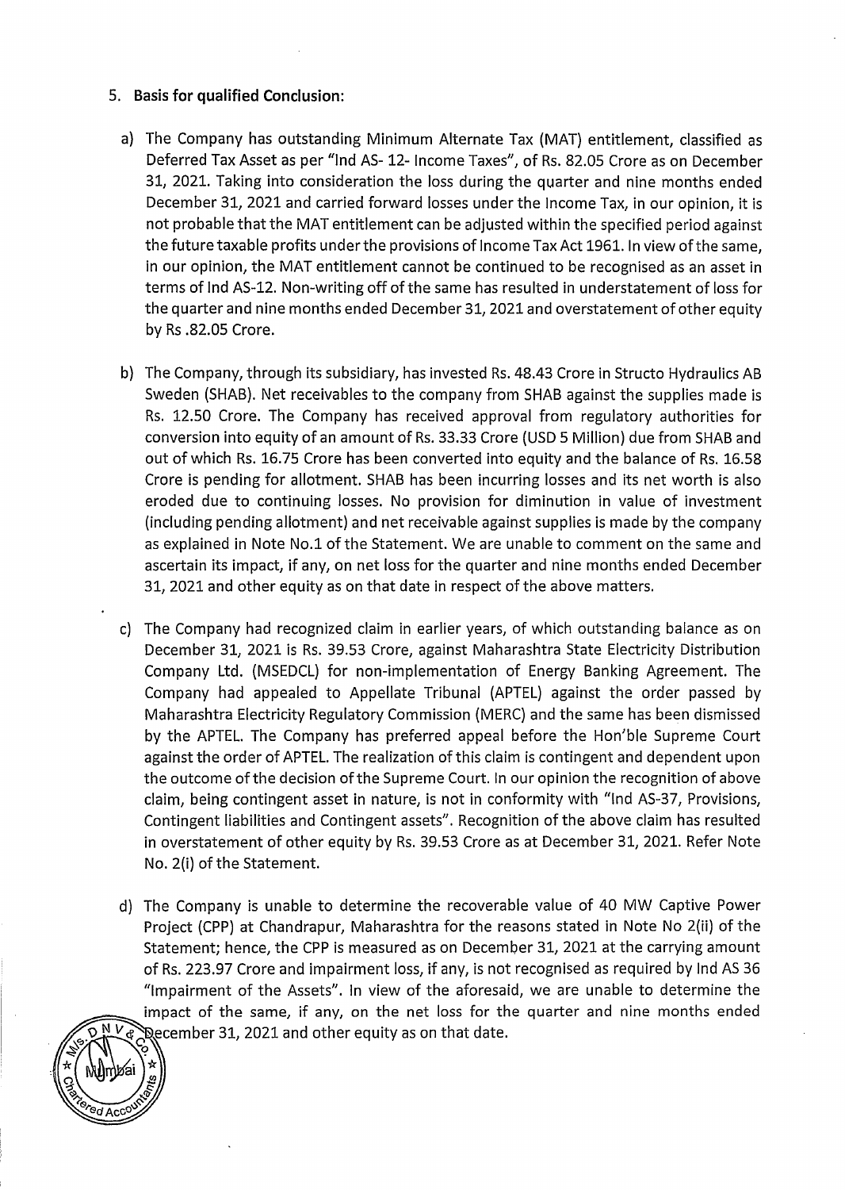5. **Basis for qualified Conclusion:**

a) The Company has outstanding Minimum Alternate Tax (MAT) entitlement, classified as Deferred Tax Asset as per "Ind AS- 12- Income Taxes", of Rs. 82.05 Crore as on December 31, 2021. Taking into consideration the loss during the quarter and nine months ended December 31, 2021 and carried forward losses under the Income Tax, in our opinion, it is not probable that the MAT entitlement can be adjusted within the specified period against the future taxable profits under the provisions of Income Tax Act 1961. In view of the same, in our opinion, the MAT entitlement cannot be continued to be recognised as an asset in terms of Ind AS-12. Non-writing off of the same has resulted in understatement of loss for the quarter and nine months ended December 31, 2021 and overstatement of other equity by Rs .82.05 Crore.

b) The Company, through its subsidiary, has invested Rs. 48.43 Crore in Structo Hydraulics AB Sweden (SHAB). Net receivables to the company from SHAB against the supplies made is Rs. 12.50 Crore. The Company has received approval from regulatory authorities for conversion into equity of an amount of Rs. 33.33 Crore (USD 5 Million) due from SHAB and out of which Rs. 16.75 Crore has been converted into equity and the balance of Rs. 16.58 Crore is pending for allotment. SHAB has been incurring losses and its net worth is also eroded due to continuing losses. No provision for diminution in value of investment (including pending allotment) and net receivable against supplies is made by the company as explained in Note No.1 of the Statement. We are unable to comment on the same and ascertain its impact, if any, on net loss for the quarter and nine months ended December 31, 2021 and other equity as on that date in respect of the above matters.

c) The Company had recognized claim in earlier years, of which outstanding balance as on December 31, 2021 is Rs. 39.53 Crore, against Maharashtra State Electricity Distribution Company Ltd. (MSEDCL) for non-implementation of Energy Banking Agreement. The Company had appealed to Appellate Tribunal (APTEL) against the order passed by Maharashtra Electricity Regulatory Commission (MERC) and the same has been dismissed by the APTEL. The Company has preferred appeal before the Hon'ble Supreme Court against the order of APTEL. The realization of this claim is contingent and dependent upon the outcome of the decision of the Supreme Court. In our opinion the recognition of above claim, being contingent asset in nature, is not in conformity with "Ind AS-37, Provisions, Contingent liabilities and Contingent assets". Recognition of the above claim has resulted in overstatement of other equity by Rs. 39.53 Crore as at December 31, 2021. Refer Note No. 2(i) of the Statement.

d) The Company is unable to determine the recoverable value of 40 MW Captive Power Project (CPP) at Chandrapur, Maharashtra for the reasons stated in Note No 2(ii) of the Statement; hence, the CPP is measured as on December 31, 2021 at the carrying amount of Rs. 223.97 Crore and impairment loss, if any, is not recognised as required by Ind AS 36 "Impairment of the Assets". In view of the aforesaid, we are unable to determine the impact of the same, if any, on the net loss for the quarter and nine months ended December 31, 2021 and other equity as on that date.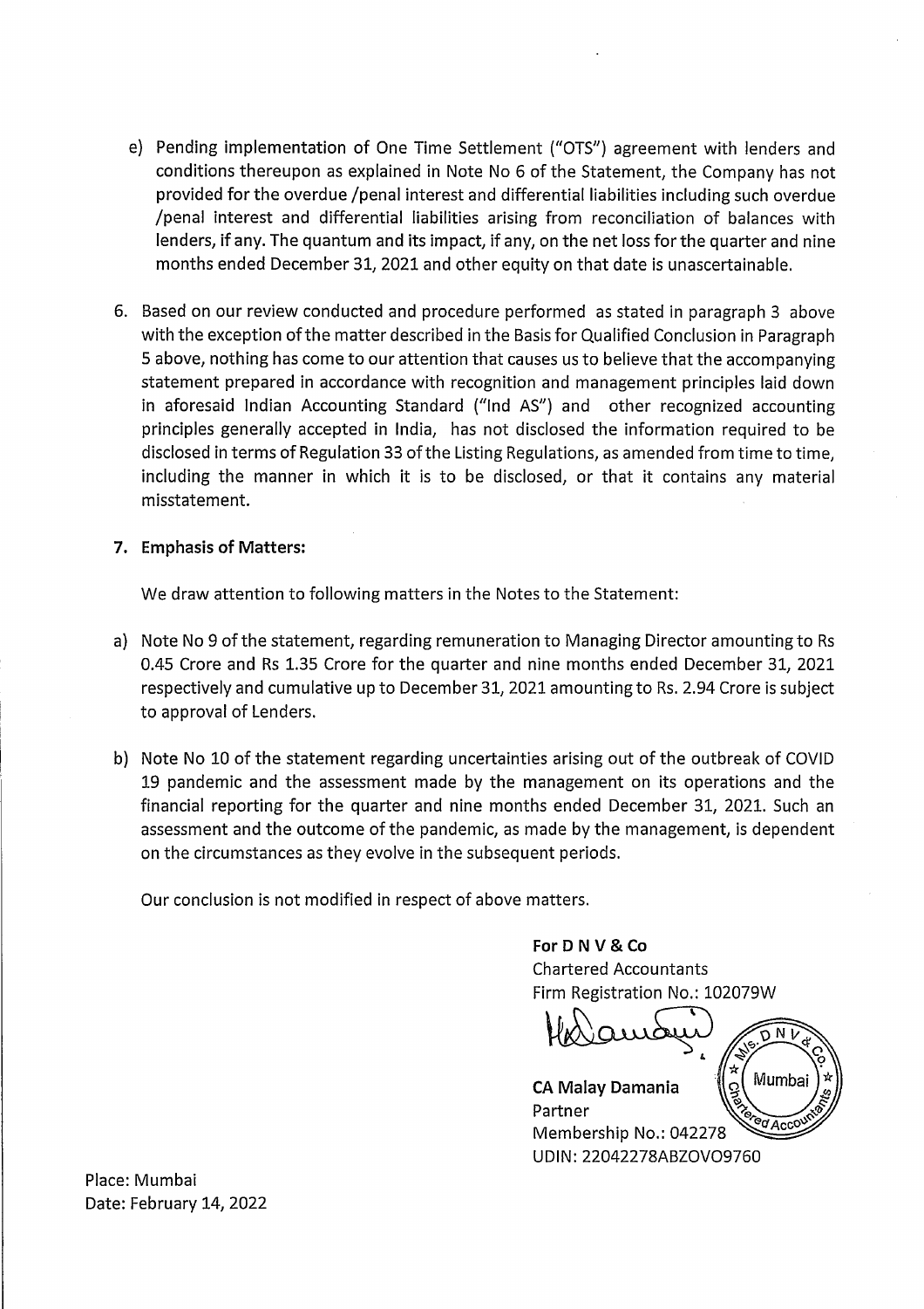e) Pending implementation of One Time Settlement ("OTS") agreement with lenders and conditions thereupon as explained in Note No 6 of the Statement, the Company has not provided for the overdue /penal interest and differential liabilities including such overdue /penal interest and differential liabilities arising from reconciliation of balances with lenders, if any. The quantum and its impact, if any, on the net loss for the quarter and nine months ended December 31, 2021 and other equity on that date is unascertainable.

6. Based on our review conducted and procedure performed as stated in paragraph 3 above with the exception of the matter described in the Basis for Qualified Conclusion in Paragraph 5 above, nothing has come to our attention that causes us to believe that the accompanying statement prepared in accordance with recognition and management principles laid down in aforesaid Indian Accounting Standard ("Ind AS") and other recognized accounting principles generally accepted in India, has not disclosed the information required to be disclosed in terms of Regulation 33 of the Listing Regulations, as amended from time to time, including the manner in which it is to be disclosed, or that it contains any material misstatement.

7. **Emphasis of Matters:**

We draw attention to following matters in the Notes to the Statement:

a) Note No 9 of the statement, regarding remuneration to Managing Director amounting to Rs 0.45 Crore and Rs 1.35 Crore for the quarter and nine months ended December 31, 2021 respectively and cumulative up to December 31, 2021 amounting to Rs. 2.94 Crore is subject to approval of Lenders.

b) Note No 10 of the statement regarding uncertainties arising out of the outbreak of COVID 19 pandemic and the assessment made by the management on its operations and the financial reporting for the quarter and nine months ended December 31, 2021. Such an assessment and the outcome of the pandemic, as made by the management, is dependent on the circumstances as they evolve in the subsequent periods.

Our conclusion is not modified in respect of above matters.

**For D N V & Co**
Chartered Accountants
Firm Registration No.: 102079W

**CA Malay Damania**
Partner
Membership No.: 042278
UDIN: 22042278ABZOVO9760

Place: Mumbai
Date: February 14, 2022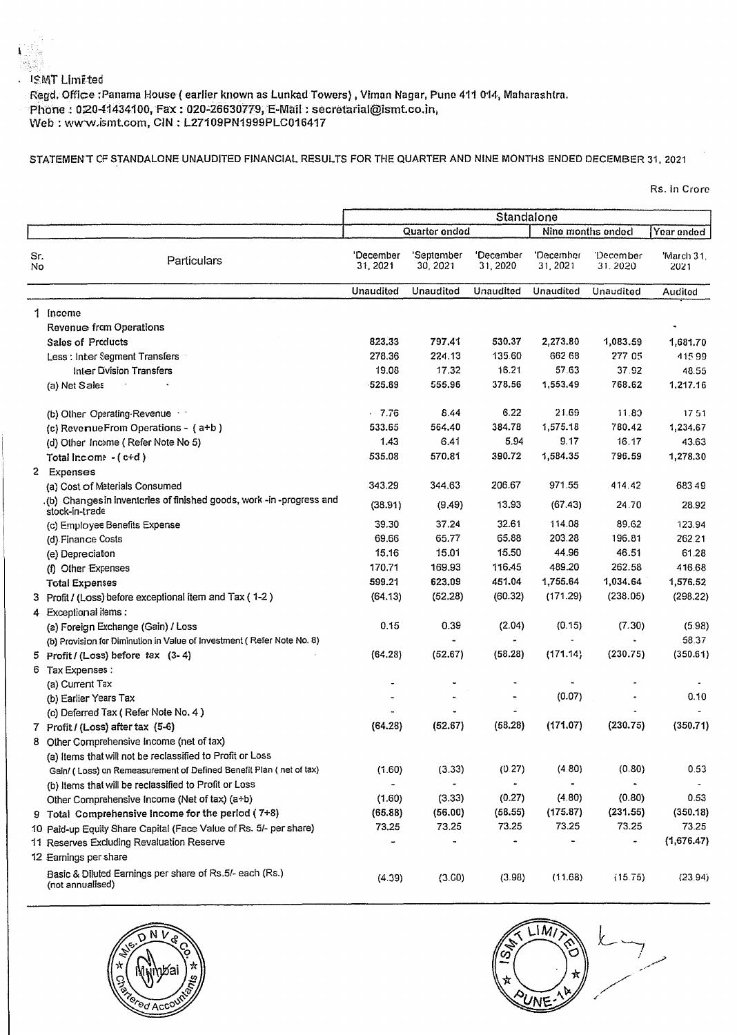ISMT Limited

Regd. Office :Panama House ( earlier known as Lunkad Towers) , Viman Nagar, Pune 411 014, Maharashtra.
Phone : 020-41434100, Fax : 020-26630779, E-Mail : secretarial@ismt.co.in,
Web : www.ismt.com, CIN : L27109PN1999PLC016417

STATEMENT OF STANDALONE UNAUDITED FINANCIAL RESULTS FOR THE QUARTER AND NINE MONTHS ENDED DECEMBER 31, 2021

Rs. In Crore

| | | Standalone | | | | | |
|---|---|---|---|---|---|---|---|
| | | Quarter ended | | | Nine months ended | | Year ended |
| Sr. No | Particulars | 'December 31, 2021 | 'September 30, 2021 | 'December 31, 2020 | 'December 31, 2021 | 'December 31, 2020 | 'March 31, 2021 |
| | | Unaudited | Unaudited | Unaudited | Unaudited | Unaudited | Audited |
| 1 | Income | | | | | | |
| | Revenue from Operations | | | | | | - |
| | Sales of Products | 823.33 | 797.41 | 530.37 | 2,273.80 | 1,083.59 | 1,681.70 |
| | Less : Inter Segment Transfers | 278.36 | 224.13 | 135.60 | 662.68 | 277.05 | 415.99 |
| | Inter Division Transfers | 19.08 | 17.32 | 16.21 | 57.63 | 37.92 | 48.55 |
| | (a) Net Sales | 525.89 | 555.96 | 378.56 | 1,553.49 | 768.62 | 1,217.16 |
| | (b) Other Operating Revenue | 7.76 | 8.44 | 6.22 | 21.69 | 11.80 | 17.51 |
| | (c) Revenue From Operations - ( a+b ) | 533.65 | 564.40 | 384.78 | 1,575.18 | 780.42 | 1,234.67 |
| | (d) Other Income ( Refer Note No 5) | 1.43 | 6.41 | 5.94 | 9.17 | 16.17 | 43.63 |
| | Total Income - ( c+d ) | 535.08 | 570.81 | 390.72 | 1,584.35 | 796.59 | 1,278.30 |
| 2 | Expenses | | | | | | |
| | (a) Cost of Materials Consumed | 343.29 | 344.63 | 206.67 | 971.55 | 414.42 | 683.49 |
| | (b) Changes in inventories of finished goods, work -in -progress and stock-in-trade | (38.91) | (9.49) | 13.93 | (67.43) | 24.70 | 28.92 |
| | (c) Employee Benefits Expense | 39.30 | 37.24 | 32.61 | 114.08 | 89.62 | 123.94 |
| | (d) Finance Costs | 69.66 | 65.77 | 65.88 | 203.28 | 196.81 | 262.21 |
| | (e) Depreciation | 15.16 | 15.01 | 15.50 | 44.96 | 46.51 | 61.28 |
| | (f) Other Expenses | 170.71 | 169.93 | 116.45 | 489.20 | 262.58 | 416.68 |
| | Total Expenses | 599.21 | 623.09 | 451.04 | 1,755.64 | 1,034.64 | 1,576.52 |
| 3 | Profit / (Loss) before exceptional item and Tax ( 1-2 ) | (64.13) | (52.28) | (60.32) | (171.29) | (238.05) | (298.22) |
| 4 | Exceptional items : | | | | | | |
| | (a) Foreign Exchange (Gain) / Loss | 0.15 | 0.39 | (2.04) | (0.15) | (7.30) | (5.98) |
| | (b) Provision for Diminution in Value of Investment ( Refer Note No. 8) | | - | - | - | - | 58.37 |
| 5 | Profit / (Loss) before tax (3- 4) | (64.28) | (52.67) | (58.28) | (171.14) | (230.75) | (350.61) |
| 6 | Tax Expenses : | | | | | | |
| | (a) Current Tax | - | - | - | - | - | - |
| | (b) Earlier Years Tax | - | - | - | (0.07) | - | 0.10 |
| | (c) Deferred Tax ( Refer Note No. 4 ) | - | - | - | | - | - |
| 7 | Profit / (Loss) after tax (5-6) | (64.28) | (52.67) | (58.28) | (171.07) | (230.75) | (350.71) |
| 8 | Other Comprehensive Income (net of tax) | | | | | | |
| | (a) Items that will not be reclassified to Profit or Loss | | | | | | |
| | Gain/ ( Loss) on Remeasurement of Defined Benefit Plan ( net of tax) | (1.60) | (3.33) | (0.27) | (4.80) | (0.80) | 0.53 |
| | (b) Items that will be reclassified to Profit or Loss | - | - | - | - | - | - |
| | Other Comprehensive Income (Net of tax) (a+b) | (1.60) | (3.33) | (0.27) | (4.80) | (0.80) | 0.53 |
| 9 | Total Comprehensive Income for the period ( 7+8) | (65.88) | (56.00) | (58.55) | (175.87) | (231.55) | (350.18) |
| 10 | Paid-up Equity Share Capital (Face Value of Rs. 5/- per share) | 73.25 | 73.25 | 73.25 | 73.25 | 73.25 | 73.25 |
| 11 | Reserves Excluding Revaluation Reserve | - | - | - | - | - | (1,676.47) |
| 12 | Earnings per share | | | | | | |
| | Basic & Diluted Earnings per share of Rs.5/- each (Rs.) (not annualised) | (4.39) | (3.60) | (3.98) | (11.68) | (15.75) | (23.94) |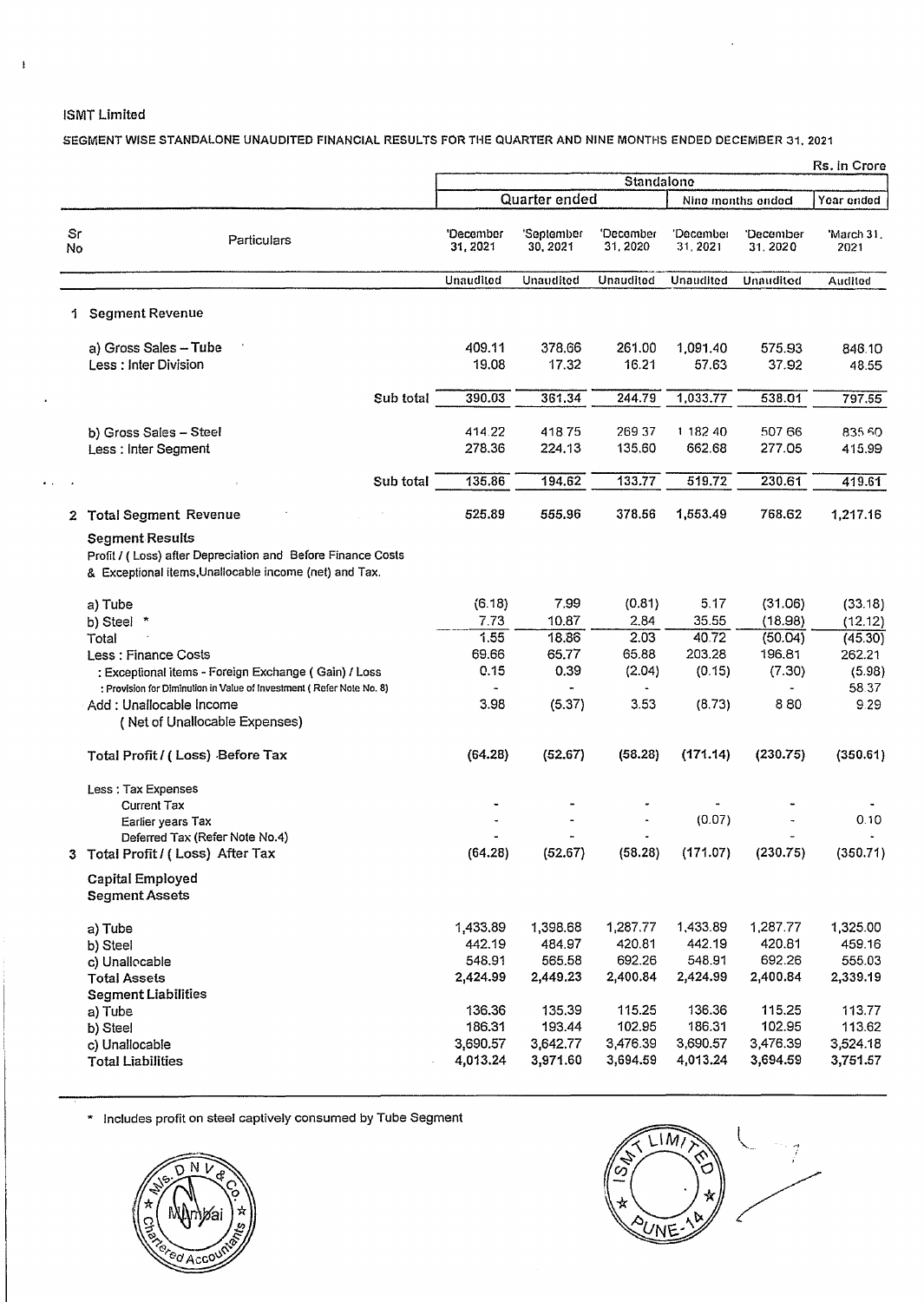ISMT Limited

SEGMENT WISE STANDALONE UNAUDITED FINANCIAL RESULTS FOR THE QUARTER AND NINE MONTHS ENDED DECEMBER 31, 2021

Rs. in Crore

| Sr No | Particulars | Standalone | | | | | |
|---|---|---|---|---|---|---|---|
| | | Quarter ended | | | Nine months ended | | Year ended |
| | | 'December 31, 2021 | 'September 30, 2021 | 'December 31, 2020 | 'December 31, 2021 | 'December 31, 2020 | 'March 31, 2021 |
| | | Unaudited | Unaudited | Unaudited | Unaudited | Unaudited | Audited |
| 1 | **Segment Revenue** | | | | | | |
| | a) Gross Sales – Tube | 409.11 | 378.66 | 261.00 | 1,091.40 | 575.93 | 846.10 |
| | Less : Inter Division | 19.08 | 17.32 | 16.21 | 57.63 | 37.92 | 48.55 |
| | Sub total | 390.03 | 361.34 | 244.79 | 1,033.77 | 538.01 | 797.55 |
| | b) Gross Sales – Steel | 414.22 | 418.75 | 269.37 | 1,182.40 | 507.66 | 835.60 |
| | Less : Inter Segment | 278.36 | 224.13 | 135.60 | 662.68 | 277.05 | 415.99 |
| | Sub total | 135.86 | 194.62 | 133.77 | 519.72 | 230.61 | 419.61 |
| 2 | **Total Segment Revenue** | 525.89 | 555.96 | 378.56 | 1,553.49 | 768.62 | 1,217.16 |
| | **Segment Results** Profit / ( Loss) after Depreciation and Before Finance Costs & Exceptional items,Unallocable income (net) and Tax. | | | | | | |
| | a) Tube | (6.18) | 7.99 | (0.81) | 5.17 | (31.06) | (33.18) |
| | b) Steel * | 7.73 | 10.87 | 2.84 | 35.55 | (18.98) | (12.12) |
| | Total | 1.55 | 18.86 | 2.03 | 40.72 | (50.04) | (45.30) |
| | Less : Finance Costs | 69.66 | 65.77 | 65.88 | 203.28 | 196.81 | 262.21 |
| | : Exceptional items - Foreign Exchange ( Gain) / Loss | 0.15 | 0.39 | (2.04) | (0.15) | (7.30) | (5.98) |
| | : Provision for Diminution in Value of Investment ( Refer Note No. 8) | - | - | - | - | - | 58.37 |
| | Add : Unallocable Income ( Net of Unallocable Expenses) | 3.98 | (5.37) | 3.53 | (8.73) | 8.80 | 9.29 |
| | **Total Profit / ( Loss) Before Tax** | (64.28) | (52.67) | (58.28) | (171.14) | (230.75) | (350.61) |
| | Less : Tax Expenses | | | | | | |
| | Current Tax | - | - | - | - | - | - |
| | Earlier years Tax | - | - | - | (0.07) | - | 0.10 |
| | Deferred Tax (Refer Note No.4) | - | - | - | - | - | - |
| 3 | **Total Profit / ( Loss) After Tax** | (64.28) | (52.67) | (58.28) | (171.07) | (230.75) | (350.71) |
| | **Capital Employed** | | | | | | |
| | **Segment Assets** | | | | | | |
| | a) Tube | 1,433.89 | 1,398.68 | 1,287.77 | 1,433.89 | 1,287.77 | 1,325.00 |
| | b) Steel | 442.19 | 484.97 | 420.81 | 442.19 | 420.81 | 459.16 |
| | c) Unallocable | 548.91 | 565.58 | 692.26 | 548.91 | 692.26 | 555.03 |
| | **Total Assets** | 2,424.99 | 2,449.23 | 2,400.84 | 2,424.99 | 2,400.84 | 2,339.19 |
| | **Segment Liabilities** | | | | | | |
| | a) Tube | 136.36 | 135.39 | 115.25 | 136.36 | 115.25 | 113.77 |
| | b) Steel | 186.31 | 193.44 | 102.95 | 186.31 | 102.95 | 113.62 |
| | c) Unallocable | 3,690.57 | 3,642.77 | 3,476.39 | 3,690.57 | 3,476.39 | 3,524.18 |
| | **Total Liabilities** | 4,013.24 | 3,971.60 | 3,694.59 | 4,013.24 | 3,694.59 | 3,751.57 |

\* Includes profit on steel captively consumed by Tube Segment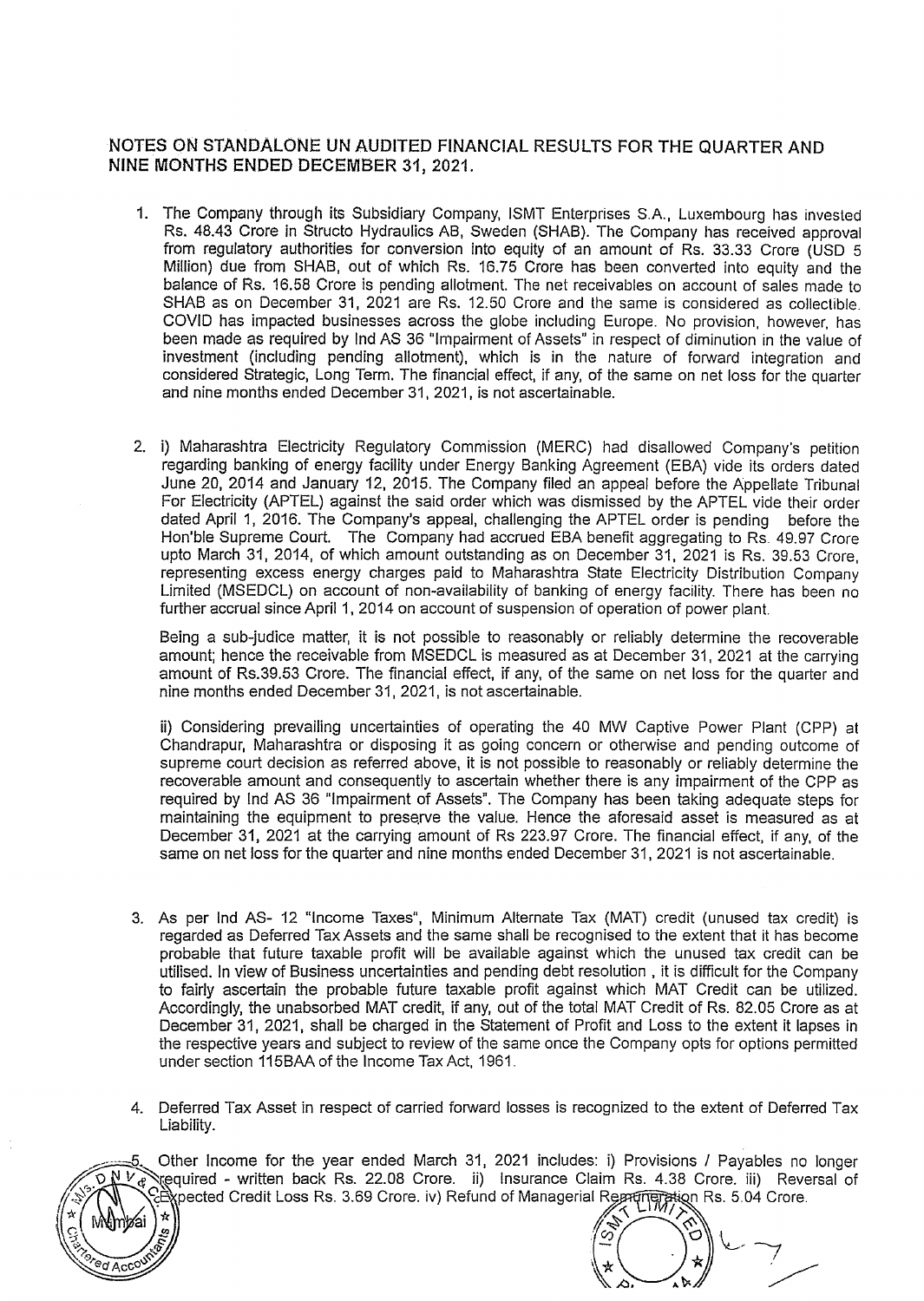## NOTES ON STANDALONE UN AUDITED FINANCIAL RESULTS FOR THE QUARTER AND NINE MONTHS ENDED DECEMBER 31, 2021.

1. The Company through its Subsidiary Company, ISMT Enterprises S.A., Luxembourg has invested Rs. 48.43 Crore in Structo Hydraulics AB, Sweden (SHAB). The Company has received approval from regulatory authorities for conversion into equity of an amount of Rs. 33.33 Crore (USD 5 Million) due from SHAB, out of which Rs. 16.75 Crore has been converted into equity and the balance of Rs. 16.58 Crore is pending allotment. The net receivables on account of sales made to SHAB as on December 31, 2021 are Rs. 12.50 Crore and the same is considered as collectible. COVID has impacted businesses across the globe including Europe. No provision, however, has been made as required by Ind AS 36 "Impairment of Assets" in respect of diminution in the value of investment (including pending allotment), which is in the nature of forward integration and considered Strategic, Long Term. The financial effect, if any, of the same on net loss for the quarter and nine months ended December 31, 2021, is not ascertainable.

2. i) Maharashtra Electricity Regulatory Commission (MERC) had disallowed Company's petition regarding banking of energy facility under Energy Banking Agreement (EBA) vide its orders dated June 20, 2014 and January 12, 2015. The Company filed an appeal before the Appellate Tribunal For Electricity (APTEL) against the said order which was dismissed by the APTEL vide their order dated April 1, 2016. The Company's appeal, challenging the APTEL order is pending before the Hon'ble Supreme Court. The Company had accrued EBA benefit aggregating to Rs. 49.97 Crore upto March 31, 2014, of which amount outstanding as on December 31, 2021 is Rs. 39.53 Crore, representing excess energy charges paid to Maharashtra State Electricity Distribution Company Limited (MSEDCL) on account of non-availability of banking of energy facility. There has been no further accrual since April 1, 2014 on account of suspension of operation of power plant.

   Being a sub-judice matter, it is not possible to reasonably or reliably determine the recoverable amount; hence the receivable from MSEDCL is measured as at December 31, 2021 at the carrying amount of Rs.39.53 Crore. The financial effect, if any, of the same on net loss for the quarter and nine months ended December 31, 2021, is not ascertainable.

   ii) Considering prevailing uncertainties of operating the 40 MW Captive Power Plant (CPP) at Chandrapur, Maharashtra or disposing it as going concern or otherwise and pending outcome of supreme court decision as referred above, it is not possible to reasonably or reliably determine the recoverable amount and consequently to ascertain whether there is any impairment of the CPP as required by Ind AS 36 "Impairment of Assets". The Company has been taking adequate steps for maintaining the equipment to preserve the value. Hence the aforesaid asset is measured as at December 31, 2021 at the carrying amount of Rs 223.97 Crore. The financial effect, if any, of the same on net loss for the quarter and nine months ended December 31, 2021 is not ascertainable.

3. As per Ind AS- 12 "Income Taxes", Minimum Alternate Tax (MAT) credit (unused tax credit) is regarded as Deferred Tax Assets and the same shall be recognised to the extent that it has become probable that future taxable profit will be available against which the unused tax credit can be utilised. In view of Business uncertainties and pending debt resolution , it is difficult for the Company to fairly ascertain the probable future taxable profit against which MAT Credit can be utilized. Accordingly, the unabsorbed MAT credit, if any, out of the total MAT Credit of Rs. 82.05 Crore as at December 31, 2021, shall be charged in the Statement of Profit and Loss to the extent it lapses in the respective years and subject to review of the same once the Company opts for options permitted under section 115BAA of the Income Tax Act, 1961.

4. Deferred Tax Asset in respect of carried forward losses is recognized to the extent of Deferred Tax Liability.

5. Other Income for the year ended March 31, 2021 includes: i) Provisions / Payables no longer required - written back Rs. 22.08 Crore. ii) Insurance Claim Rs. 4.38 Crore. iii) Reversal of Expected Credit Loss Rs. 3.69 Crore. iv) Refund of Managerial Remuneration Rs. 5.04 Crore.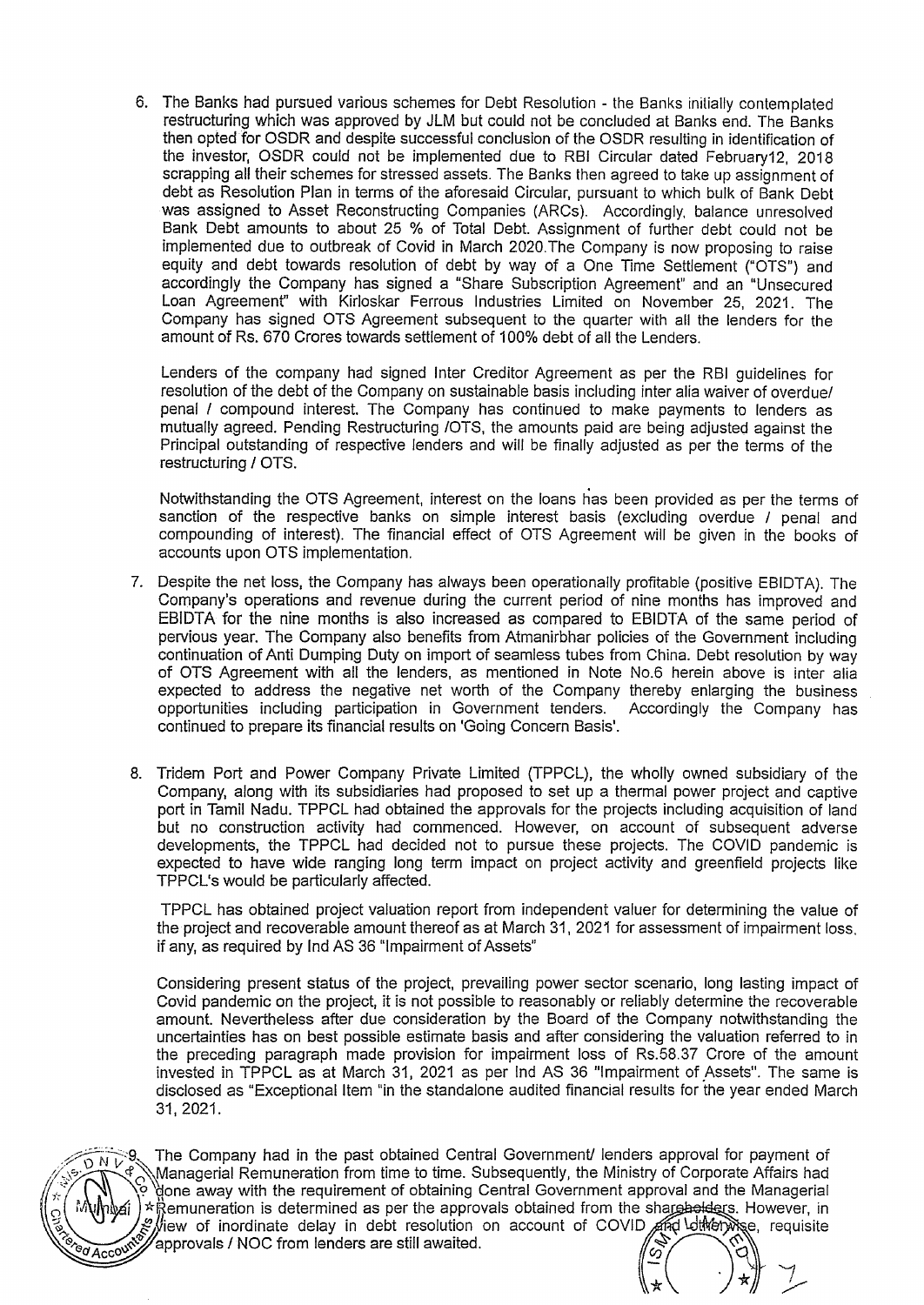6. The Banks had pursued various schemes for Debt Resolution - the Banks initially contemplated restructuring which was approved by JLM but could not be concluded at Banks end. The Banks then opted for OSDR and despite successful conclusion of the OSDR resulting in identification of the investor, OSDR could not be implemented due to RBI Circular dated February12, 2018 scrapping all their schemes for stressed assets. The Banks then agreed to take up assignment of debt as Resolution Plan in terms of the aforesaid Circular, pursuant to which bulk of Bank Debt was assigned to Asset Reconstructing Companies (ARCs). Accordingly, balance unresolved Bank Debt amounts to about 25 % of Total Debt. Assignment of further debt could not be implemented due to outbreak of Covid in March 2020.The Company is now proposing to raise equity and debt towards resolution of debt by way of a One Time Settlement ("OTS") and accordingly the Company has signed a "Share Subscription Agreement" and an "Unsecured Loan Agreement" with Kirloskar Ferrous Industries Limited on November 25, 2021. The Company has signed OTS Agreement subsequent to the quarter with all the lenders for the amount of Rs. 670 Crores towards settlement of 100% debt of all the Lenders.

   Lenders of the company had signed Inter Creditor Agreement as per the RBI guidelines for resolution of the debt of the Company on sustainable basis including inter alia waiver of overdue/ penal / compound interest. The Company has continued to make payments to lenders as mutually agreed. Pending Restructuring /OTS, the amounts paid are being adjusted against the Principal outstanding of respective lenders and will be finally adjusted as per the terms of the restructuring / OTS.

   Notwithstanding the OTS Agreement, interest on the loans has been provided as per the terms of sanction of the respective banks on simple interest basis (excluding overdue / penal and compounding of interest). The financial effect of OTS Agreement will be given in the books of accounts upon OTS implementation.

7. Despite the net loss, the Company has always been operationally profitable (positive EBIDTA). The Company's operations and revenue during the current period of nine months has improved and EBIDTA for the nine months is also increased as compared to EBIDTA of the same period of pervious year. The Company also benefits from Atmanirbhar policies of the Government including continuation of Anti Dumping Duty on import of seamless tubes from China. Debt resolution by way of OTS Agreement with all the lenders, as mentioned in Note No.6 herein above is inter alia expected to address the negative net worth of the Company thereby enlarging the business opportunities including participation in Government tenders. Accordingly the Company has continued to prepare its financial results on 'Going Concern Basis'.

8. Tridem Port and Power Company Private Limited (TPPCL), the wholly owned subsidiary of the Company, along with its subsidiaries had proposed to set up a thermal power project and captive port in Tamil Nadu. TPPCL had obtained the approvals for the projects including acquisition of land but no construction activity had commenced. However, on account of subsequent adverse developments, the TPPCL had decided not to pursue these projects. The COVID pandemic is expected to have wide ranging long term impact on project activity and greenfield projects like TPPCL's would be particularly affected.

   TPPCL has obtained project valuation report from independent valuer for determining the value of the project and recoverable amount thereof as at March 31, 2021 for assessment of impairment loss, if any, as required by Ind AS 36 "Impairment of Assets"

   Considering present status of the project, prevailing power sector scenario, long lasting impact of Covid pandemic on the project, it is not possible to reasonably or reliably determine the recoverable amount. Nevertheless after due consideration by the Board of the Company notwithstanding the uncertainties has on best possible estimate basis and after considering the valuation referred to in the preceding paragraph made provision for impairment loss of Rs.58.37 Crore of the amount invested in TPPCL as at March 31, 2021 as per Ind AS 36 "Impairment of Assets". The same is disclosed as "Exceptional Item "in the standalone audited financial results for the year ended March 31, 2021.

9. The Company had in the past obtained Central Government/ lenders approval for payment of Managerial Remuneration from time to time. Subsequently, the Ministry of Corporate Affairs had done away with the requirement of obtaining Central Government approval and the Managerial Remuneration is determined as per the approvals obtained from the shareholders. However, in view of inordinate delay in debt resolution on account of COVID and otherwise, requisite approvals / NOC from lenders are still awaited.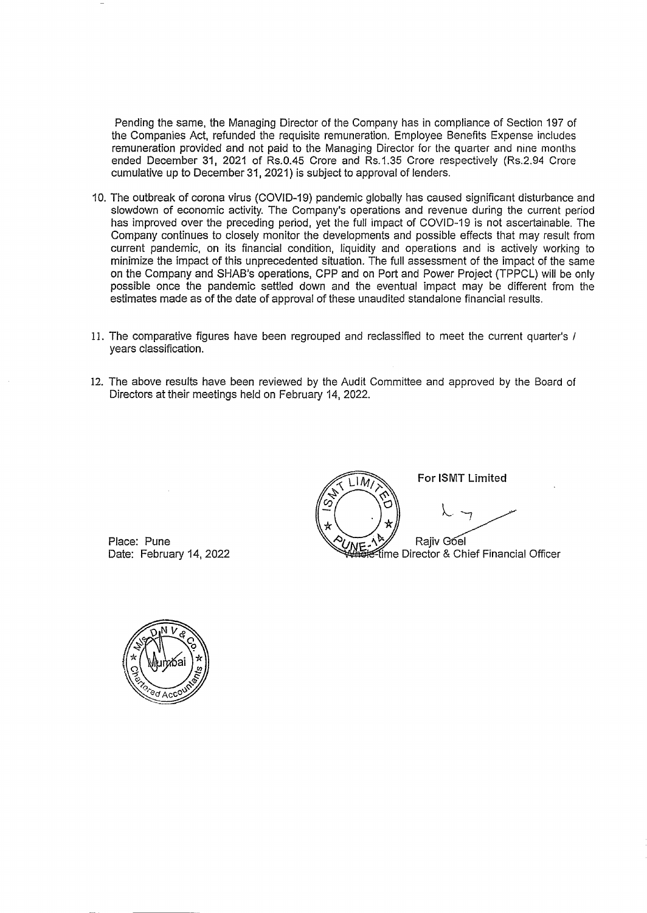Pending the same, the Managing Director of the Company has in compliance of Section 197 of the Companies Act, refunded the requisite remuneration. Employee Benefits Expense includes remuneration provided and not paid to the Managing Director for the quarter and nine months ended December 31, 2021 of Rs.0.45 Crore and Rs.1.35 Crore respectively (Rs.2.94 Crore cumulative up to December 31, 2021) is subject to approval of lenders.

10. The outbreak of corona virus (COVID-19) pandemic globally has caused significant disturbance and slowdown of economic activity. The Company's operations and revenue during the current period has improved over the preceding period, yet the full impact of COVID-19 is not ascertainable. The Company continues to closely monitor the developments and possible effects that may result from current pandemic, on its financial condition, liquidity and operations and is actively working to minimize the impact of this unprecedented situation. The full assessment of the impact of the same on the Company and SHAB's operations, CPP and on Port and Power Project (TPPCL) will be only possible once the pandemic settled down and the eventual impact may be different from the estimates made as of the date of approval of these unaudited standalone financial results.

11. The comparative figures have been regrouped and reclassified to meet the current quarter's / years classification.

12. The above results have been reviewed by the Audit Committee and approved by the Board of Directors at their meetings held on February 14, 2022.

For ISMT Limited

Rajiv Goel
Whole-time Director & Chief Financial Officer

Place: Pune
Date: February 14, 2022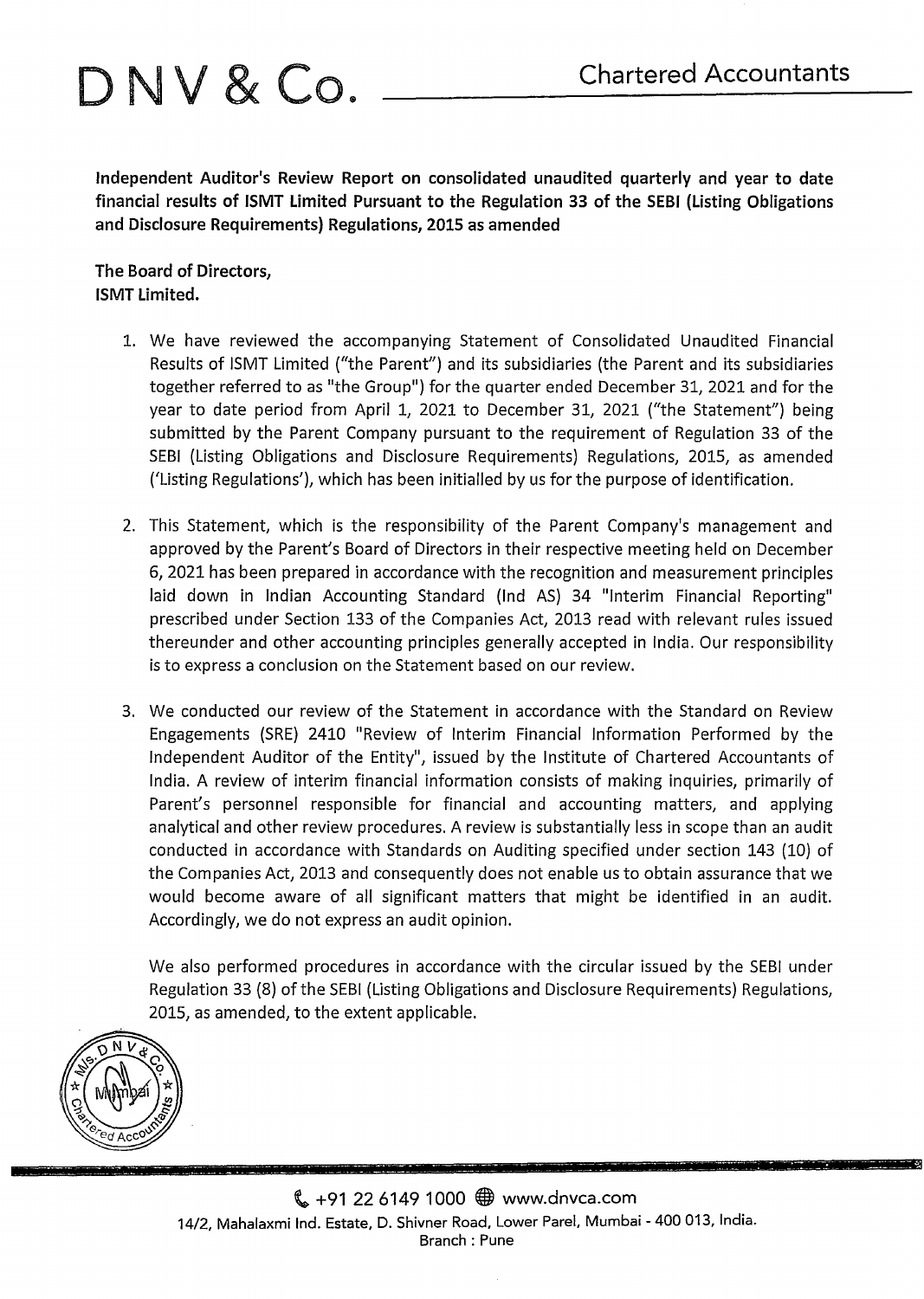# D N V & Co.

Chartered Accountants

**Independent Auditor's Review Report on consolidated unaudited quarterly and year to date financial results of ISMT Limited Pursuant to the Regulation 33 of the SEBI (Listing Obligations and Disclosure Requirements) Regulations, 2015 as amended**

**The Board of Directors,**
**ISMT Limited.**

1. We have reviewed the accompanying Statement of Consolidated Unaudited Financial Results of ISMT Limited ("the Parent") and its subsidiaries (the Parent and its subsidiaries together referred to as "the Group") for the quarter ended December 31, 2021 and for the year to date period from April 1, 2021 to December 31, 2021 ("the Statement") being submitted by the Parent Company pursuant to the requirement of Regulation 33 of the SEBI (Listing Obligations and Disclosure Requirements) Regulations, 2015, as amended ('Listing Regulations'), which has been initialled by us for the purpose of identification.

2. This Statement, which is the responsibility of the Parent Company's management and approved by the Parent's Board of Directors in their respective meeting held on December 6, 2021 has been prepared in accordance with the recognition and measurement principles laid down in Indian Accounting Standard (Ind AS) 34 "Interim Financial Reporting" prescribed under Section 133 of the Companies Act, 2013 read with relevant rules issued thereunder and other accounting principles generally accepted in India. Our responsibility is to express a conclusion on the Statement based on our review.

3. We conducted our review of the Statement in accordance with the Standard on Review Engagements (SRE) 2410 "Review of Interim Financial Information Performed by the Independent Auditor of the Entity", issued by the Institute of Chartered Accountants of India. A review of interim financial information consists of making inquiries, primarily of Parent's personnel responsible for financial and accounting matters, and applying analytical and other review procedures. A review is substantially less in scope than an audit conducted in accordance with Standards on Auditing specified under section 143 (10) of the Companies Act, 2013 and consequently does not enable us to obtain assurance that we would become aware of all significant matters that might be identified in an audit. Accordingly, we do not express an audit opinion.

   We also performed procedures in accordance with the circular issued by the SEBI under Regulation 33 (8) of the SEBI (Listing Obligations and Disclosure Requirements) Regulations, 2015, as amended, to the extent applicable.

+91 22 6149 1000 www.dnvca.com
14/2, Mahalaxmi Ind. Estate, D. Shivner Road, Lower Parel, Mumbai - 400 013, India.
Branch : Pune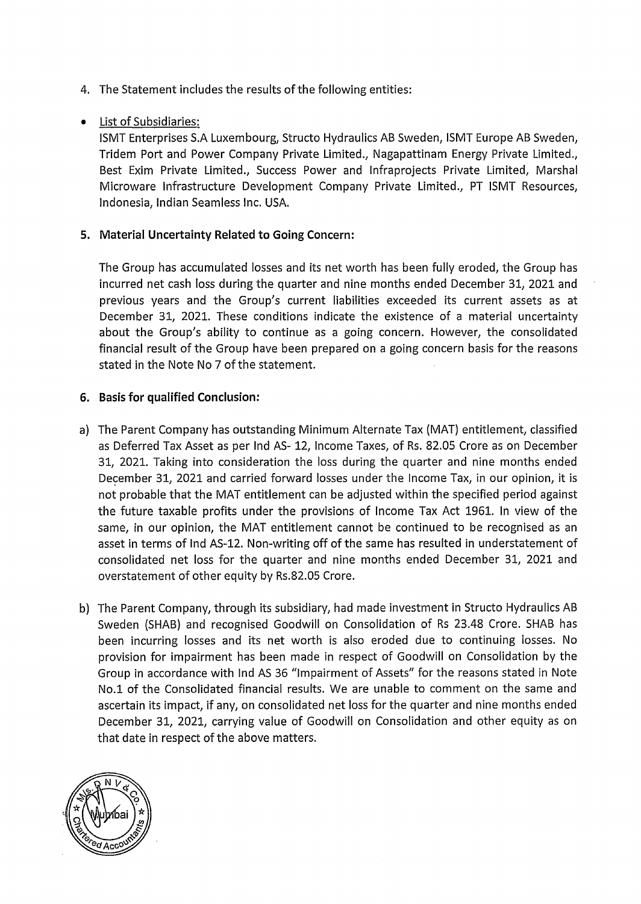4. The Statement includes the results of the following entities:

- List of Subsidiaries:

  ISMT Enterprises S.A Luxembourg, Structo Hydraulics AB Sweden, ISMT Europe AB Sweden, Tridem Port and Power Company Private Limited., Nagapattinam Energy Private Limited., Best Exim Private Limited., Success Power and Infraprojects Private Limited, Marshal Microware Infrastructure Development Company Private Limited., PT ISMT Resources, Indonesia, Indian Seamless Inc. USA.

**5. Material Uncertainty Related to Going Concern:**

The Group has accumulated losses and its net worth has been fully eroded, the Group has incurred net cash loss during the quarter and nine months ended December 31, 2021 and previous years and the Group's current liabilities exceeded its current assets as at December 31, 2021. These conditions indicate the existence of a material uncertainty about the Group's ability to continue as a going concern. However, the consolidated financial result of the Group have been prepared on a going concern basis for the reasons stated in the Note No 7 of the statement.

**6. Basis for qualified Conclusion:**

a) The Parent Company has outstanding Minimum Alternate Tax (MAT) entitlement, classified as Deferred Tax Asset as per Ind AS- 12, Income Taxes, of Rs. 82.05 Crore as on December 31, 2021. Taking into consideration the loss during the quarter and nine months ended December 31, 2021 and carried forward losses under the Income Tax, in our opinion, it is not probable that the MAT entitlement can be adjusted within the specified period against the future taxable profits under the provisions of Income Tax Act 1961. In view of the same, in our opinion, the MAT entitlement cannot be continued to be recognised as an asset in terms of Ind AS-12. Non-writing off of the same has resulted in understatement of consolidated net loss for the quarter and nine months ended December 31, 2021 and overstatement of other equity by Rs.82.05 Crore.

b) The Parent Company, through its subsidiary, had made investment in Structo Hydraulics AB Sweden (SHAB) and recognised Goodwill on Consolidation of Rs 23.48 Crore. SHAB has been incurring losses and its net worth is also eroded due to continuing losses. No provision for impairment has been made in respect of Goodwill on Consolidation by the Group in accordance with Ind AS 36 "Impairment of Assets" for the reasons stated in Note No.1 of the Consolidated financial results. We are unable to comment on the same and ascertain its impact, if any, on consolidated net loss for the quarter and nine months ended December 31, 2021, carrying value of Goodwill on Consolidation and other equity as on that date in respect of the above matters.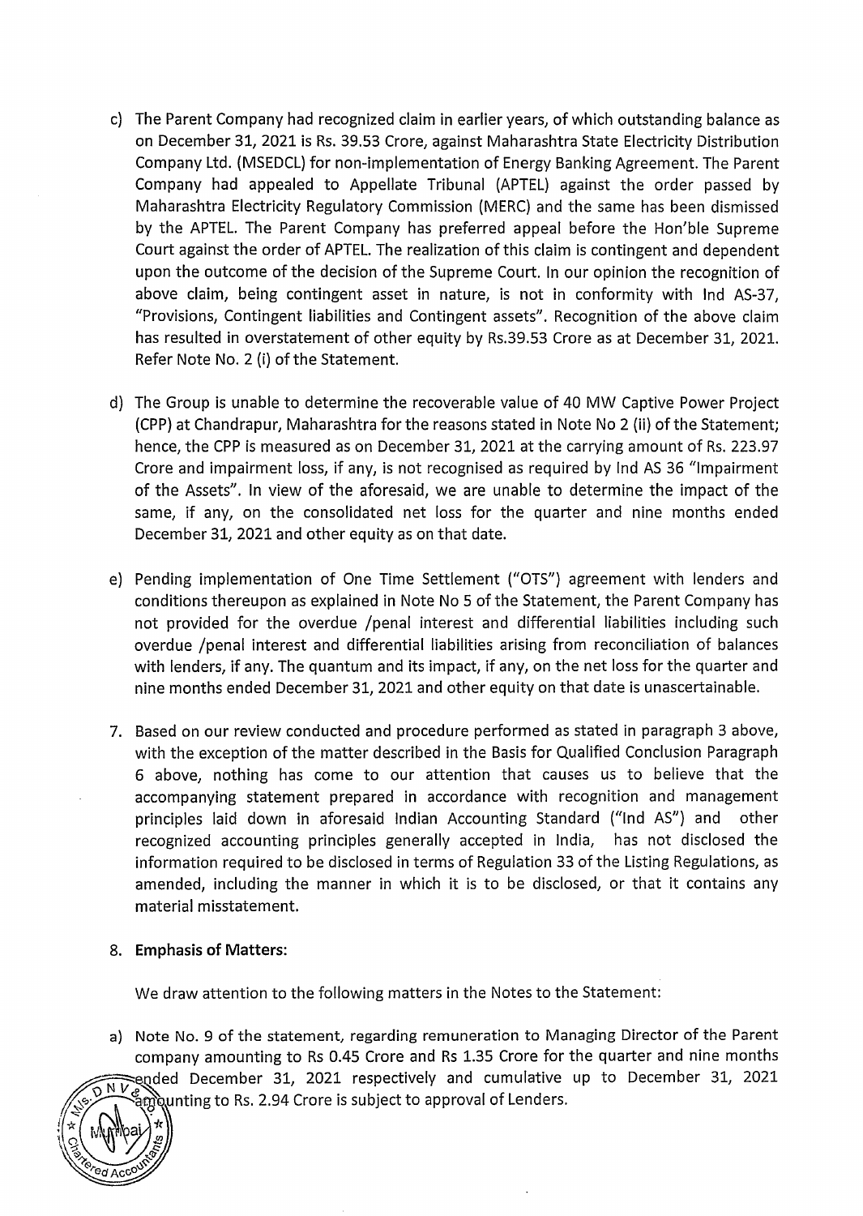c) The Parent Company had recognized claim in earlier years, of which outstanding balance as on December 31, 2021 is Rs. 39.53 Crore, against Maharashtra State Electricity Distribution Company Ltd. (MSEDCL) for non-implementation of Energy Banking Agreement. The Parent Company had appealed to Appellate Tribunal (APTEL) against the order passed by Maharashtra Electricity Regulatory Commission (MERC) and the same has been dismissed by the APTEL. The Parent Company has preferred appeal before the Hon'ble Supreme Court against the order of APTEL. The realization of this claim is contingent and dependent upon the outcome of the decision of the Supreme Court. In our opinion the recognition of above claim, being contingent asset in nature, is not in conformity with Ind AS-37, "Provisions, Contingent liabilities and Contingent assets". Recognition of the above claim has resulted in overstatement of other equity by Rs.39.53 Crore as at December 31, 2021. Refer Note No. 2 (i) of the Statement.

d) The Group is unable to determine the recoverable value of 40 MW Captive Power Project (CPP) at Chandrapur, Maharashtra for the reasons stated in Note No 2 (ii) of the Statement; hence, the CPP is measured as on December 31, 2021 at the carrying amount of Rs. 223.97 Crore and impairment loss, if any, is not recognised as required by Ind AS 36 "Impairment of the Assets". In view of the aforesaid, we are unable to determine the impact of the same, if any, on the consolidated net loss for the quarter and nine months ended December 31, 2021 and other equity as on that date.

e) Pending implementation of One Time Settlement ("OTS") agreement with lenders and conditions thereupon as explained in Note No 5 of the Statement, the Parent Company has not provided for the overdue /penal interest and differential liabilities including such overdue /penal interest and differential liabilities arising from reconciliation of balances with lenders, if any. The quantum and its impact, if any, on the net loss for the quarter and nine months ended December 31, 2021 and other equity on that date is unascertainable.

7. Based on our review conducted and procedure performed as stated in paragraph 3 above, with the exception of the matter described in the Basis for Qualified Conclusion Paragraph 6 above, nothing has come to our attention that causes us to believe that the accompanying statement prepared in accordance with recognition and management principles laid down in aforesaid Indian Accounting Standard ("Ind AS") and other recognized accounting principles generally accepted in India, has not disclosed the information required to be disclosed in terms of Regulation 33 of the Listing Regulations, as amended, including the manner in which it is to be disclosed, or that it contains any material misstatement.

8. **Emphasis of Matters:**

We draw attention to the following matters in the Notes to the Statement:

a) Note No. 9 of the statement, regarding remuneration to Managing Director of the Parent company amounting to Rs 0.45 Crore and Rs 1.35 Crore for the quarter and nine months ended December 31, 2021 respectively and cumulative up to December 31, 2021 amounting to Rs. 2.94 Crore is subject to approval of Lenders.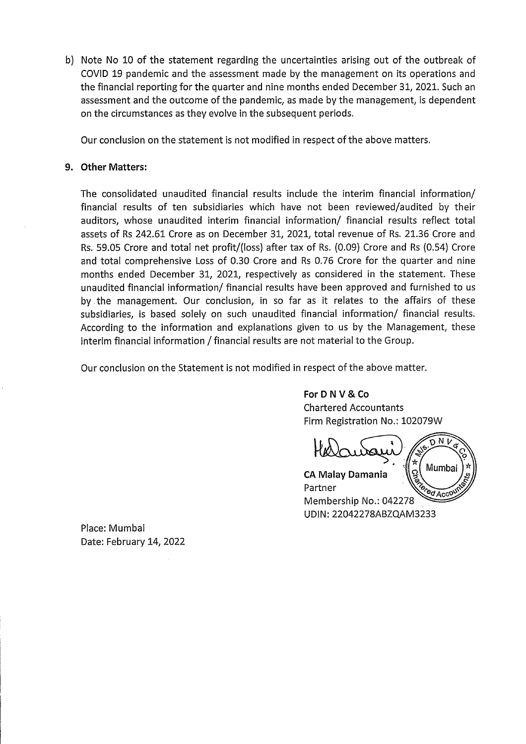b) Note No 10 of the statement regarding the uncertainties arising out of the outbreak of COVID 19 pandemic and the assessment made by the management on its operations and the financial reporting for the quarter and nine months ended December 31, 2021. Such an assessment and the outcome of the pandemic, as made by the management, is dependent on the circumstances as they evolve in the subsequent periods.

Our conclusion on the statement is not modified in respect of the above matters.

**9. Other Matters:**

The consolidated unaudited financial results include the interim financial information/ financial results of ten subsidiaries which have not been reviewed/audited by their auditors, whose unaudited interim financial information/ financial results reflect total assets of Rs 242.61 Crore as on December 31, 2021, total revenue of Rs. 21.36 Crore and Rs. 59.05 Crore and total net profit/(loss) after tax of Rs. (0.09) Crore and Rs (0.54) Crore and total comprehensive Loss of 0.30 Crore and Rs 0.76 Crore for the quarter and nine months ended December 31, 2021, respectively as considered in the statement. These unaudited financial information/ financial results have been approved and furnished to us by the management. Our conclusion, in so far as it relates to the affairs of these subsidiaries, is based solely on such unaudited financial information/ financial results. According to the information and explanations given to us by the Management, these interim financial information / financial results are not material to the Group.

Our conclusion on the Statement is not modified in respect of the above matter.

**For D N V & Co**
Chartered Accountants
Firm Registration No.: 102079W

**CA Malay Damania**
Partner
Membership No.: 042278
UDIN: 22042278ABZQAM3233

Place: Mumbai
Date: February 14, 2022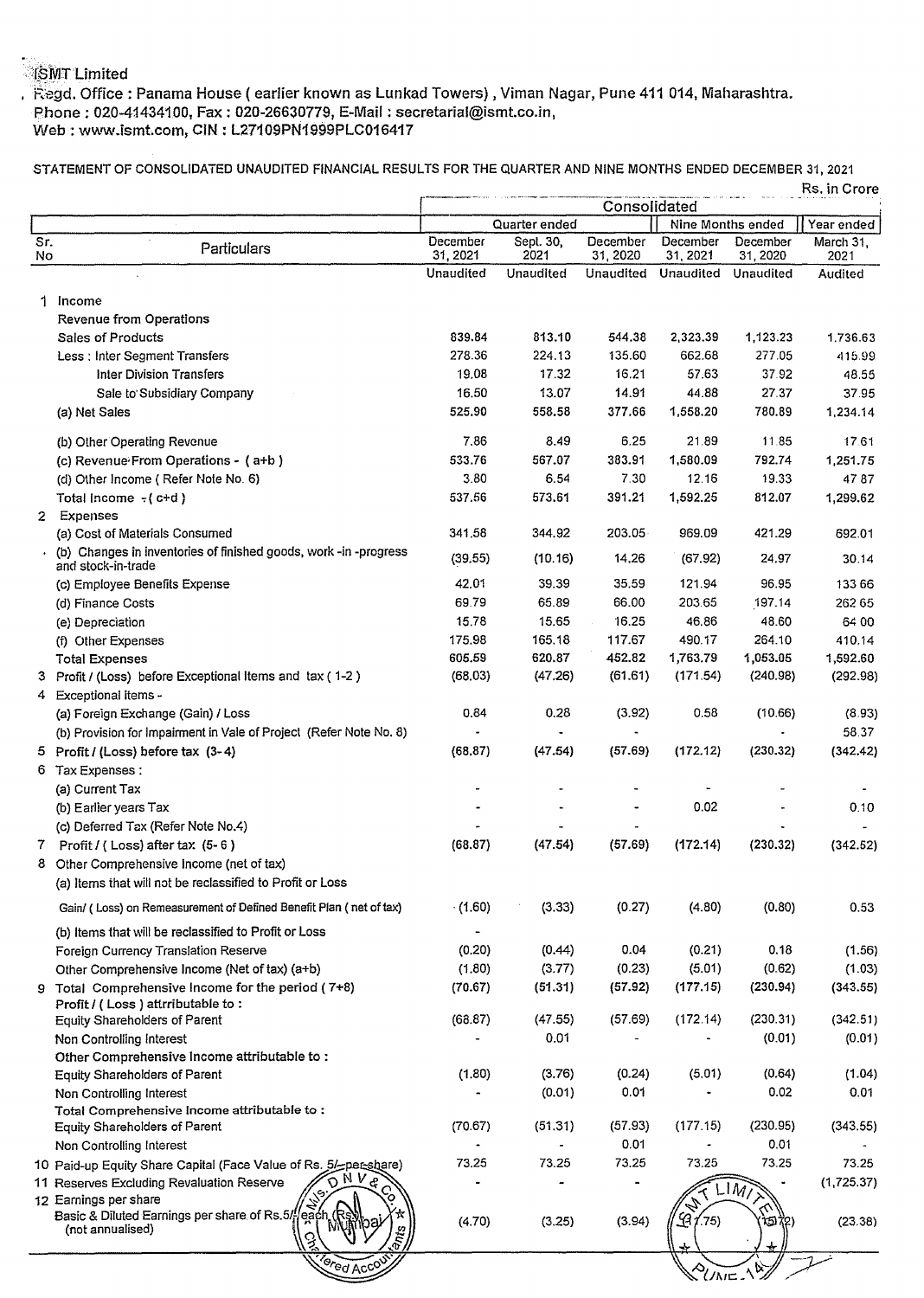ISMT Limited

Regd. Office : Panama House ( earlier known as Lunkad Towers) , Viman Nagar, Pune 411 014, Maharashtra.
Phone : 020-41434100, Fax : 020-26630779, E-Mail : secretarial@ismt.co.in,
Web : www.ismt.com, CIN : L27109PN1999PLC016417

STATEMENT OF CONSOLIDATED UNAUDITED FINANCIAL RESULTS FOR THE QUARTER AND NINE MONTHS ENDED DECEMBER 31, 2021

Rs. in Crore

| | | Consolidated | | | | | |
|---|---|---|---|---|---|---|---|
| | | Quarter ended | | | Nine Months ended | | Year ended |
| Sr. No | Particulars | December 31, 2021 | Sept. 30, 2021 | December 31, 2020 | December 31, 2021 | December 31, 2020 | March 31, 2021 |
| | | Unaudited | Unaudited | Unaudited | Unaudited | Unaudited | Audited |
| 1 | Income | | | | | | |
| | Revenue from Operations | | | | | | |
| | Sales of Products | 839.84 | 813.10 | 544.38 | 2,323.39 | 1,123.23 | 1,736.63 |
| | Less : Inter Segment Transfers | 278.36 | 224.13 | 135.60 | 662.68 | 277.05 | 415.99 |
| | Inter Division Transfers | 19.08 | 17.32 | 16.21 | 57.63 | 37.92 | 48.55 |
| | Sale to Subsidiary Company | 16.50 | 13.07 | 14.91 | 44.88 | 27.37 | 37.95 |
| | (a) Net Sales | 525.90 | 558.58 | 377.66 | 1,558.20 | 780.89 | 1,234.14 |
| | (b) Other Operating Revenue | 7.86 | 8.49 | 6.25 | 21.89 | 11.85 | 17.61 |
| | (c) Revenue From Operations - ( a+b ) | 533.76 | 567.07 | 383.91 | 1,580.09 | 792.74 | 1,251.75 |
| | (d) Other Income ( Refer Note No. 6) | 3.80 | 6.54 | 7.30 | 12.16 | 19.33 | 47.87 |
| | Total Income - ( c+d ) | 537.56 | 573.61 | 391.21 | 1,592.25 | 812.07 | 1,299.62 |
| 2 | Expenses | | | | | | |
| | (a) Cost of Materials Consumed | 341.58 | 344.92 | 203.05 | 969.09 | 421.29 | 692.01 |
| | (b) Changes in inventories of finished goods, work -in -progress and stock-in-trade | (39.55) | (10.16) | 14.26 | (67.92) | 24.97 | 30.14 |
| | (c) Employee Benefits Expense | 42.01 | 39.39 | 35.59 | 121.94 | 96.95 | 133.66 |
| | (d) Finance Costs | 69.79 | 65.89 | 66.00 | 203.65 | 197.14 | 262.65 |
| | (e) Depreciation | 15.78 | 15.65 | 16.25 | 46.86 | 48.60 | 64.00 |
| | (f) Other Expenses | 175.98 | 165.18 | 117.67 | 490.17 | 264.10 | 410.14 |
| | Total Expenses | 605.59 | 620.87 | 452.82 | 1,763.79 | 1,053.05 | 1,592.60 |
| 3 | Profit / (Loss) before Exceptional Items and tax ( 1-2 ) | (68.03) | (47.26) | (61.61) | (171.54) | (240.98) | (292.98) |
| 4 | Exceptional Items - | | | | | | |
| | (a) Foreign Exchange (Gain) / Loss | 0.84 | 0.28 | (3.92) | 0.58 | (10.66) | (8.93) |
| | (b) Provision for Impairment in Vale of Project (Refer Note No. 8) | - | - | - | - | - | 58.37 |
| 5 | Profit / (Loss) before tax (3- 4) | (68.87) | (47.54) | (57.69) | (172.12) | (230.32) | (342.42) |
| 6 | Tax Expenses : | | | | | | |
| | (a) Current Tax | - | - | - | - | - | - |
| | (b) Earlier years Tax | - | - | - | 0.02 | - | 0.10 |
| | (c) Deferred Tax (Refer Note No.4) | - | - | - | - | - | - |
| 7 | Profit / ( Loss) after tax (5- 6 ) | (68.87) | (47.54) | (57.69) | (172.14) | (230.32) | (342.52) |
| 8 | Other Comprehensive Income (net of tax) | | | | | | |
| | (a) Items that will not be reclassified to Profit or Loss | | | | | | |
| | Gain/ ( Loss) on Remeasurement of Defined Benefit Plan ( net of tax) | (1.60) | (3.33) | (0.27) | (4.80) | (0.80) | 0.53 |
| | (b) Items that will be reclassified to Profit or Loss | - | | | | | |
| | Foreign Currency Translation Reserve | (0.20) | (0.44) | 0.04 | (0.21) | 0.18 | (1.56) |
| | Other Comprehensive Income (Net of tax) (a+b) | (1.80) | (3.77) | (0.23) | (5.01) | (0.62) | (1.03) |
| 9 | Total Comprehensive Income for the period ( 7+8) | (70.67) | (51.31) | (57.92) | (177.15) | (230.94) | (343.55) |
| | Profit / ( Loss ) attrributable to : | | | | | | |
| | Equity Shareholders of Parent | (68.87) | (47.55) | (57.69) | (172.14) | (230.31) | (342.51) |
| | Non Controlling Interest | - | 0.01 | - | - | (0.01) | (0.01) |
| | Other Comprehensive Income attributable to : | | | | | | |
| | Equity Shareholders of Parent | (1.80) | (3.76) | (0.24) | (5.01) | (0.64) | (1.04) |
| | Non Controlling Interest | - | (0.01) | 0.01 | - | 0.02 | 0.01 |
| | Total Comprehensive Income attributable to : | | | | | | |
| | Equity Shareholders of Parent | (70.67) | (51.31) | (57.93) | (177.15) | (230.95) | (343.55) |
| | Non Controlling Interest | - | - | 0.01 | - | 0.01 | - |
| 10 | Paid-up Equity Share Capital (Face Value of Rs. 5/- per share) | 73.25 | 73.25 | 73.25 | 73.25 | 73.25 | 73.25 |
| 11 | Reserves Excluding Revaluation Reserve | - | - | - | - | - | (1,725.37) |
| 12 | Earnings per share | | | | | | |
| | Basic & Diluted Earnings per share of Rs.5/- each (Rs) (not annualised) | (4.70) | (3.25) | (3.94) | (11.75) | (15.72) | (23.38) |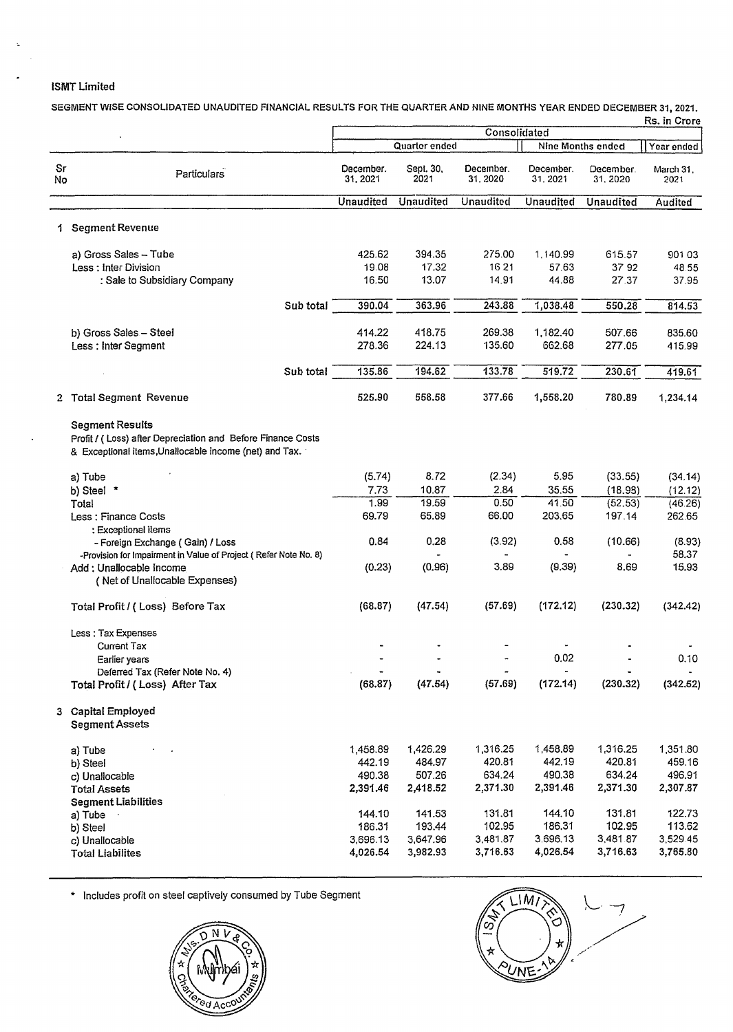ISMT Limited

SEGMENT WISE CONSOLIDATED UNAUDITED FINANCIAL RESULTS FOR THE QUARTER AND NINE MONTHS YEAR ENDED DECEMBER 31, 2021.

Rs. in Crore

| Sr No | Particulars | Consolidated | | | | | |
|---|---|---|---|---|---|---|---|
| | | Quarter ended | | | Nine Months ended | | Year ended |
| | | December. 31, 2021 | Sept. 30, 2021 | December. 31, 2020 | December. 31, 2021 | December. 31, 2020 | March 31, 2021 |
| | | Unaudited | Unaudited | Unaudited | Unaudited | Unaudited | Audited |
| 1 | **Segment Revenue** | | | | | | |
| | a) Gross Sales – Tube | 425.62 | 394.35 | 275.00 | 1,140.99 | 615.57 | 901.03 |
| | Less : Inter Division | 19.08 | 17.32 | 16.21 | 57.63 | 37.92 | 48.55 |
| | : Sale to Subsidiary Company | 16.50 | 13.07 | 14.91 | 44.88 | 27.37 | 37.95 |
| | Sub total | 390.04 | 363.96 | 243.88 | 1,038.48 | 550.28 | 814.53 |
| | b) Gross Sales – Steel | 414.22 | 418.75 | 269.38 | 1,182.40 | 507.66 | 835.60 |
| | Less : Inter Segment | 278.36 | 224.13 | 135.60 | 662.68 | 277.05 | 415.99 |
| | Sub total | 135.86 | 194.62 | 133.78 | 519.72 | 230.61 | 419.61 |
| 2 | **Total Segment Revenue** | 525.90 | 558.58 | 377.66 | 1,558.20 | 780.89 | 1,234.14 |
| | **Segment Results** Profit / ( Loss) after Depreciation and Before Finance Costs & Exceptional items,Unallocable income (net) and Tax. | | | | | | |
| | a) Tube | (5.74) | 8.72 | (2.34) | 5.95 | (33.55) | (34.14) |
| | b) Steel * | 7.73 | 10.87 | 2.84 | 35.55 | (18.98) | (12.12) |
| | Total | 1.99 | 19.59 | 0.50 | 41.50 | (52.53) | (46.26) |
| | Less : Finance Costs | 69.79 | 65.89 | 66.00 | 203.65 | 197.14 | 262.65 |
| | : Exceptional items | | | | | | |
| | - Foreign Exchange ( Gain) / Loss | 0.84 | 0.28 | (3.92) | 0.58 | (10.66) | (8.93) |
| | -Provision for Impairment in Value of Project ( Refer Note No. 8) | | - | - | - | - | 58.37 |
| | Add : Unallocable Income ( Net of Unallocable Expenses) | (0.23) | (0.96) | 3.89 | (9.39) | 8.69 | 15.93 |
| | **Total Profit / ( Loss) Before Tax** | (68.87) | (47.54) | (57.69) | (172.12) | (230.32) | (342.42) |
| | Less : Tax Expenses | | | | | | |
| | Current Tax | - | - | - | - | - | - |
| | Earlier years | - | - | - | 0.02 | - | 0.10 |
| | Deferred Tax (Refer Note No. 4) | - | - | - | - | - | - |
| | **Total Profit / ( Loss) After Tax** | (68.87) | (47.54) | (57.69) | (172.14) | (230.32) | (342.52) |
| 3 | **Capital Employed** | | | | | | |
| | **Segment Assets** | | | | | | |
| | a) Tube | 1,458.89 | 1,426.29 | 1,316.25 | 1,458.89 | 1,316.25 | 1,351.80 |
| | b) Steel | 442.19 | 484.97 | 420.81 | 442.19 | 420.81 | 459.16 |
| | c) Unallocable | 490.38 | 507.26 | 634.24 | 490.38 | 634.24 | 496.91 |
| | **Total Assets** | 2,391.46 | 2,418.52 | 2,371.30 | 2,391.46 | 2,371.30 | 2,307.87 |
| | **Segment Liabilities** | | | | | | |
| | a) Tube | 144.10 | 141.53 | 131.81 | 144.10 | 131.81 | 122.73 |
| | b) Steel | 186.31 | 193.44 | 102.95 | 186.31 | 102.95 | 113.62 |
| | c) Unallocable | 3,696.13 | 3,647.96 | 3,481.87 | 3,696.13 | 3,481.87 | 3,529.45 |
| | **Total Liabilites** | 4,026.54 | 3,982.93 | 3,716.63 | 4,026.54 | 3,716.63 | 3,765.80 |

\* Includes profit on steel captively consumed by Tube Segment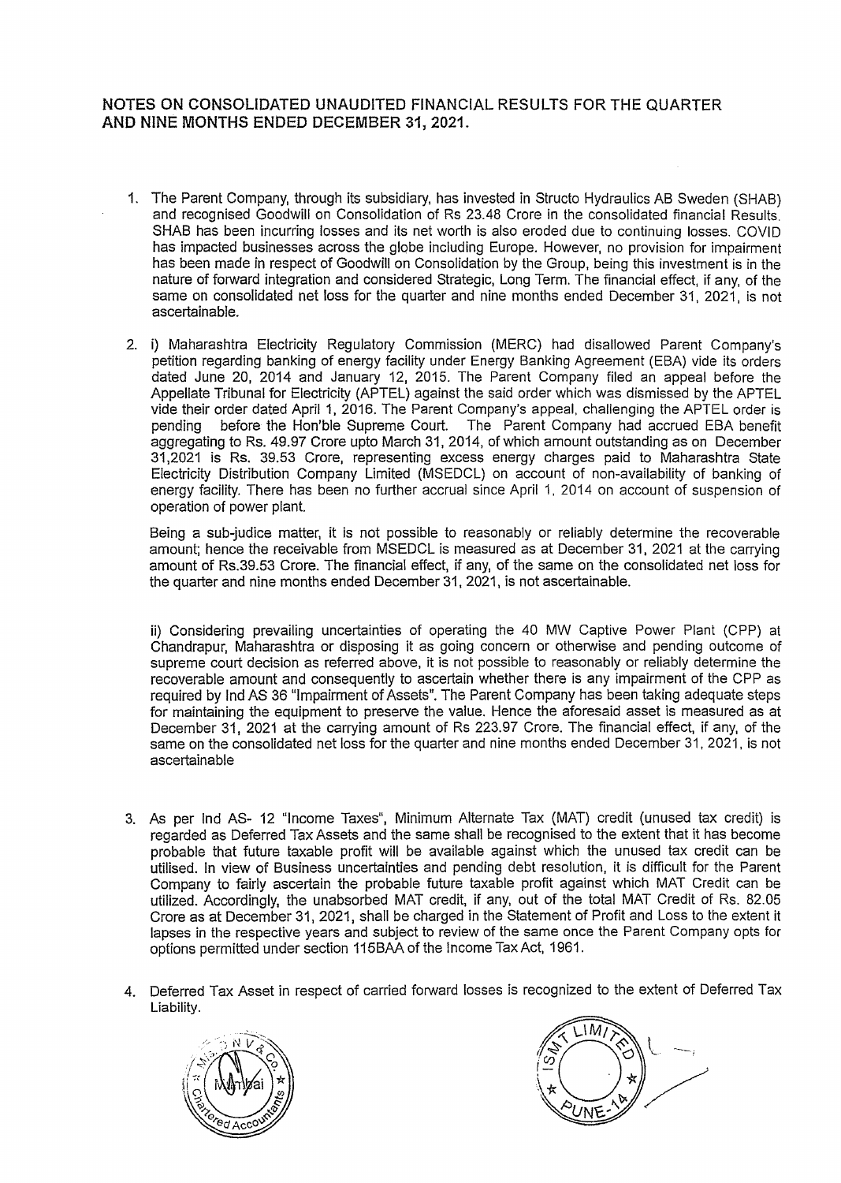## NOTES ON CONSOLIDATED UNAUDITED FINANCIAL RESULTS FOR THE QUARTER AND NINE MONTHS ENDED DECEMBER 31, 2021.

1. The Parent Company, through its subsidiary, has invested in Structo Hydraulics AB Sweden (SHAB) and recognised Goodwill on Consolidation of Rs 23.48 Crore in the consolidated financial Results. SHAB has been incurring losses and its net worth is also eroded due to continuing losses. COVID has impacted businesses across the globe including Europe. However, no provision for impairment has been made in respect of Goodwill on Consolidation by the Group, being this investment is in the nature of forward integration and considered Strategic, Long Term. The financial effect, if any, of the same on consolidated net loss for the quarter and nine months ended December 31, 2021, is not ascertainable.

2. i) Maharashtra Electricity Regulatory Commission (MERC) had disallowed Parent Company's petition regarding banking of energy facility under Energy Banking Agreement (EBA) vide its orders dated June 20, 2014 and January 12, 2015. The Parent Company filed an appeal before the Appellate Tribunal for Electricity (APTEL) against the said order which was dismissed by the APTEL vide their order dated April 1, 2016. The Parent Company's appeal, challenging the APTEL order is pending before the Hon'ble Supreme Court. The Parent Company had accrued EBA benefit aggregating to Rs. 49.97 Crore upto March 31, 2014, of which amount outstanding as on December 31,2021 is Rs. 39.53 Crore, representing excess energy charges paid to Maharashtra State Electricity Distribution Company Limited (MSEDCL) on account of non-availability of banking of energy facility. There has been no further accrual since April 1, 2014 on account of suspension of operation of power plant.

   Being a sub-judice matter, it is not possible to reasonably or reliably determine the recoverable amount; hence the receivable from MSEDCL is measured as at December 31, 2021 at the carrying amount of Rs.39.53 Crore. The financial effect, if any, of the same on the consolidated net loss for the quarter and nine months ended December 31, 2021, is not ascertainable.

   ii) Considering prevailing uncertainties of operating the 40 MW Captive Power Plant (CPP) at Chandrapur, Maharashtra or disposing it as going concern or otherwise and pending outcome of supreme court decision as referred above, it is not possible to reasonably or reliably determine the recoverable amount and consequently to ascertain whether there is any impairment of the CPP as required by Ind AS 36 "Impairment of Assets". The Parent Company has been taking adequate steps for maintaining the equipment to preserve the value. Hence the aforesaid asset is measured as at December 31, 2021 at the carrying amount of Rs 223.97 Crore. The financial effect, if any, of the same on the consolidated net loss for the quarter and nine months ended December 31, 2021, is not ascertainable

3. As per Ind AS- 12 "Income Taxes", Minimum Alternate Tax (MAT) credit (unused tax credit) is regarded as Deferred Tax Assets and the same shall be recognised to the extent that it has become probable that future taxable profit will be available against which the unused tax credit can be utilised. In view of Business uncertainties and pending debt resolution, it is difficult for the Parent Company to fairly ascertain the probable future taxable profit against which MAT Credit can be utilized. Accordingly, the unabsorbed MAT credit, if any, out of the total MAT Credit of Rs. 82.05 Crore as at December 31, 2021, shall be charged in the Statement of Profit and Loss to the extent it lapses in the respective years and subject to review of the same once the Parent Company opts for options permitted under section 115BAA of the Income Tax Act, 1961.

4. Deferred Tax Asset in respect of carried forward losses is recognized to the extent of Deferred Tax Liability.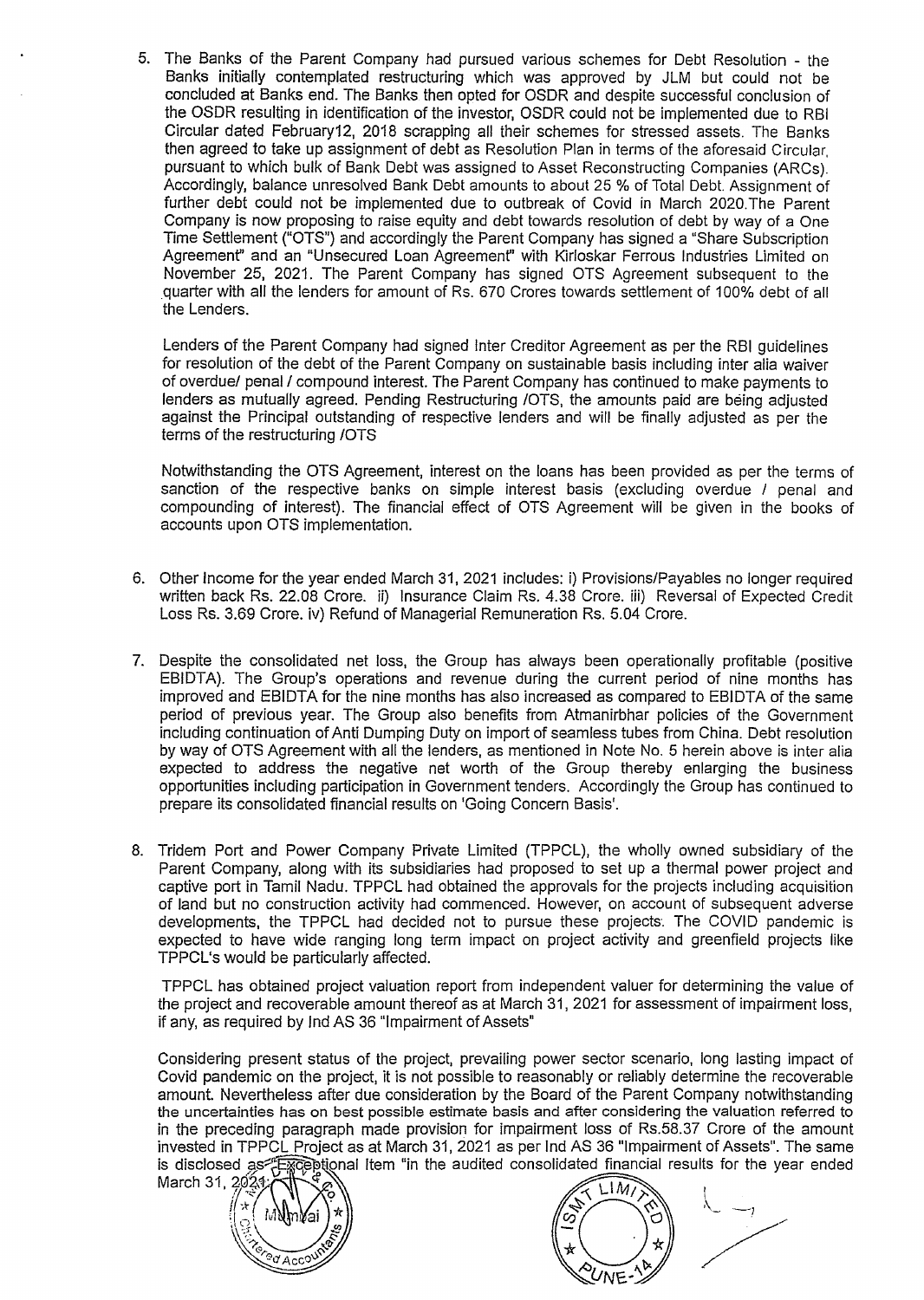5. The Banks of the Parent Company had pursued various schemes for Debt Resolution - the Banks initially contemplated restructuring which was approved by JLM but could not be concluded at Banks end. The Banks then opted for OSDR and despite successful conclusion of the OSDR resulting in identification of the investor, OSDR could not be implemented due to RBI Circular dated February12, 2018 scrapping all their schemes for stressed assets. The Banks then agreed to take up assignment of debt as Resolution Plan in terms of the aforesaid Circular, pursuant to which bulk of Bank Debt was assigned to Asset Reconstructing Companies (ARCs). Accordingly, balance unresolved Bank Debt amounts to about 25 % of Total Debt. Assignment of further debt could not be implemented due to outbreak of Covid in March 2020.The Parent Company is now proposing to raise equity and debt towards resolution of debt by way of a One Time Settlement ("OTS") and accordingly the Parent Company has signed a "Share Subscription Agreement" and an "Unsecured Loan Agreement" with Kirloskar Ferrous Industries Limited on November 25, 2021. The Parent Company has signed OTS Agreement subsequent to the quarter with all the lenders for amount of Rs. 670 Crores towards settlement of 100% debt of all the Lenders.

   Lenders of the Parent Company had signed Inter Creditor Agreement as per the RBI guidelines for resolution of the debt of the Parent Company on sustainable basis including inter alia waiver of overdue/ penal / compound interest. The Parent Company has continued to make payments to lenders as mutually agreed. Pending Restructuring /OTS, the amounts paid are being adjusted against the Principal outstanding of respective lenders and will be finally adjusted as per the terms of the restructuring /OTS

   Notwithstanding the OTS Agreement, interest on the loans has been provided as per the terms of sanction of the respective banks on simple interest basis (excluding overdue / penal and compounding of interest). The financial effect of OTS Agreement will be given in the books of accounts upon OTS implementation.

6. Other Income for the year ended March 31, 2021 includes: i) Provisions/Payables no longer required written back Rs. 22.08 Crore. ii) Insurance Claim Rs. 4.38 Crore. iii) Reversal of Expected Credit Loss Rs. 3.69 Crore. iv) Refund of Managerial Remuneration Rs. 5.04 Crore.

7. Despite the consolidated net loss, the Group has always been operationally profitable (positive EBIDTA). The Group's operations and revenue during the current period of nine months has improved and EBIDTA for the nine months has also increased as compared to EBIDTA of the same period of previous year. The Group also benefits from Atmanirbhar policies of the Government including continuation of Anti Dumping Duty on import of seamless tubes from China. Debt resolution by way of OTS Agreement with all the lenders, as mentioned in Note No. 5 herein above is inter alia expected to address the negative net worth of the Group thereby enlarging the business opportunities including participation in Government tenders. Accordingly the Group has continued to prepare its consolidated financial results on 'Going Concern Basis'.

8. Tridem Port and Power Company Private Limited (TPPCL), the wholly owned subsidiary of the Parent Company, along with its subsidiaries had proposed to set up a thermal power project and captive port in Tamil Nadu. TPPCL had obtained the approvals for the projects including acquisition of land but no construction activity had commenced. However, on account of subsequent adverse developments, the TPPCL had decided not to pursue these projects. The COVID pandemic is expected to have wide ranging long term impact on project activity and greenfield projects like TPPCL's would be particularly affected.

   TPPCL has obtained project valuation report from independent valuer for determining the value of the project and recoverable amount thereof as at March 31, 2021 for assessment of impairment loss, if any, as required by Ind AS 36 "Impairment of Assets"

   Considering present status of the project, prevailing power sector scenario, long lasting impact of Covid pandemic on the project, it is not possible to reasonably or reliably determine the recoverable amount. Nevertheless after due consideration by the Board of the Parent Company notwithstanding the uncertainties has on best possible estimate basis and after considering the valuation referred to in the preceding paragraph made provision for impairment loss of Rs.58.37 Crore of the amount invested in TPPCL Project as at March 31, 2021 as per Ind AS 36 "Impairment of Assets". The same is disclosed as "Exceptional Item "in the audited consolidated financial results for the year ended March 31, 2021.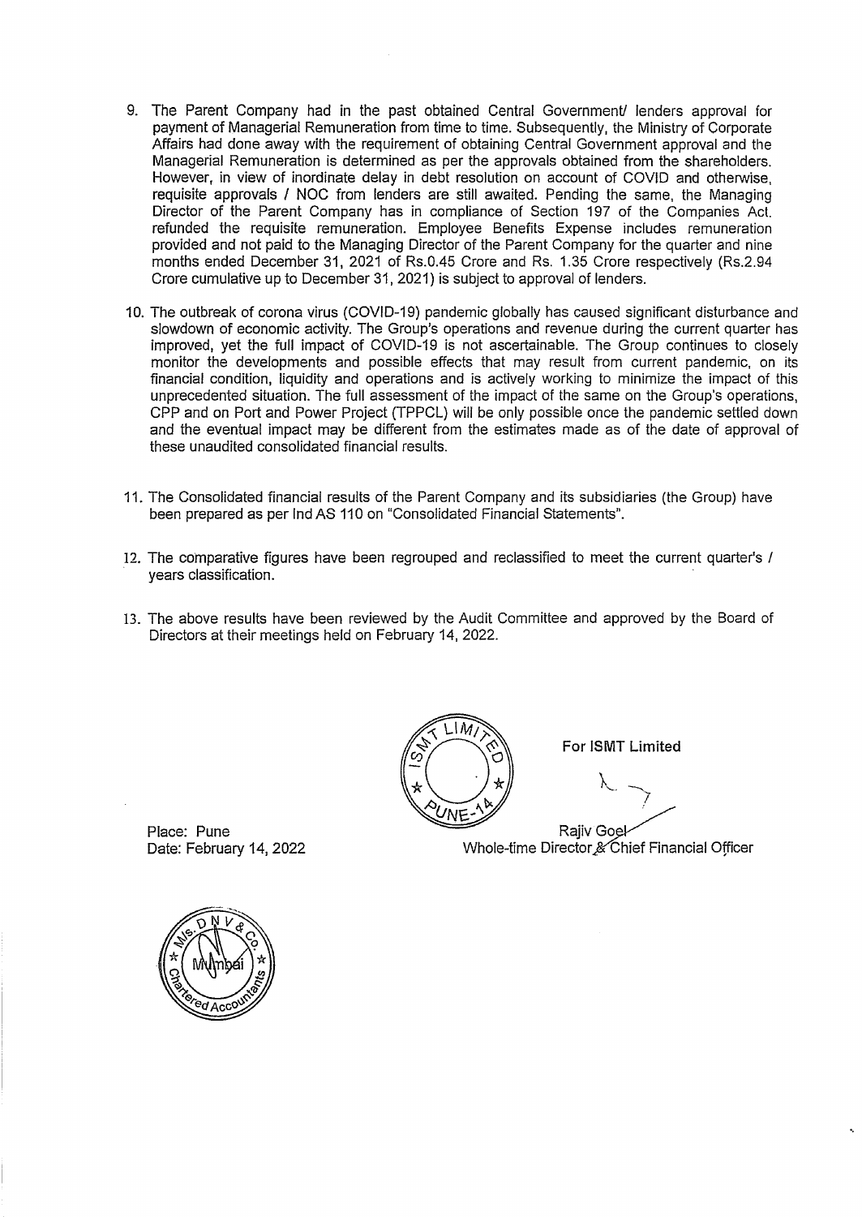9. The Parent Company had in the past obtained Central Government/ lenders approval for payment of Managerial Remuneration from time to time. Subsequently, the Ministry of Corporate Affairs had done away with the requirement of obtaining Central Government approval and the Managerial Remuneration is determined as per the approvals obtained from the shareholders. However, in view of inordinate delay in debt resolution on account of COVID and otherwise, requisite approvals / NOC from lenders are still awaited. Pending the same, the Managing Director of the Parent Company has in compliance of Section 197 of the Companies Act, refunded the requisite remuneration. Employee Benefits Expense includes remuneration provided and not paid to the Managing Director of the Parent Company for the quarter and nine months ended December 31, 2021 of Rs.0.45 Crore and Rs. 1.35 Crore respectively (Rs.2.94 Crore cumulative up to December 31, 2021) is subject to approval of lenders.

10. The outbreak of corona virus (COVID-19) pandemic globally has caused significant disturbance and slowdown of economic activity. The Group's operations and revenue during the current quarter has improved, yet the full impact of COVID-19 is not ascertainable. The Group continues to closely monitor the developments and possible effects that may result from current pandemic, on its financial condition, liquidity and operations and is actively working to minimize the impact of this unprecedented situation. The full assessment of the impact of the same on the Group's operations, CPP and on Port and Power Project (TPPCL) will be only possible once the pandemic settled down and the eventual impact may be different from the estimates made as of the date of approval of these unaudited consolidated financial results.

11. The Consolidated financial results of the Parent Company and its subsidiaries (the Group) have been prepared as per Ind AS 110 on "Consolidated Financial Statements".

12. The comparative figures have been regrouped and reclassified to meet the current quarter's / years classification.

13. The above results have been reviewed by the Audit Committee and approved by the Board of Directors at their meetings held on February 14, 2022.

For ISMT Limited

Rajiv Goel
Whole-time Director & Chief Financial Officer

Place: Pune
Date: February 14, 2022